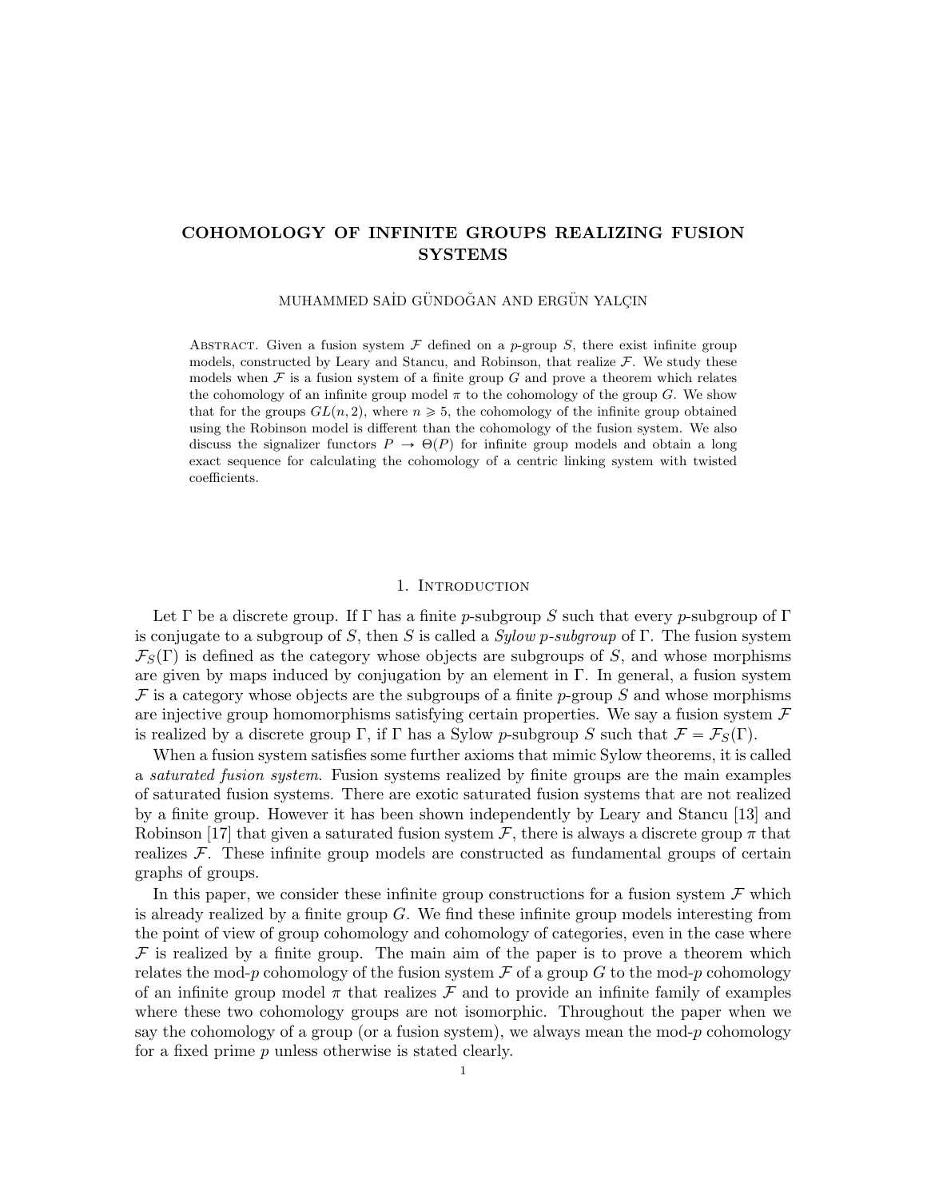# COHOMOLOGY OF INFINITE GROUPS REALIZING FUSION SYSTEMS

MUHAMMED SAİD GÜNDOĞAN AND ERGÜN YALÇIN

Abstract. Given a fusion system $\mathcal{F}$ defined on a $p$-group $S$, there exist infinite group models, constructed by Leary and Stancu, and Robinson, that realize $\mathcal{F}$. We study these models when $\mathcal{F}$ is a fusion system of a finite group $G$ and prove a theorem which relates the cohomology of an infinite group model $\pi$ to the cohomology of the group $G$. We show that for the groups $GL(n, 2)$, where $n \geqslant 5$, the cohomology of the infinite group obtained using the Robinson model is different than the cohomology of the fusion system. We also discuss the signalizer functors $P \to \Theta(P)$ for infinite group models and obtain a long exact sequence for calculating the cohomology of a centric linking system with twisted coefficients.

## 1. Introduction

Let $\Gamma$ be a discrete group. If $\Gamma$ has a finite $p$-subgroup $S$ such that every $p$-subgroup of $\Gamma$ is conjugate to a subgroup of $S$, then $S$ is called a *Sylow $p$-subgroup* of $\Gamma$. The fusion system $\mathcal{F}_S(\Gamma)$ is defined as the category whose objects are subgroups of $S$, and whose morphisms are given by maps induced by conjugation by an element in $\Gamma$. In general, a fusion system $\mathcal{F}$ is a category whose objects are the subgroups of a finite $p$-group $S$ and whose morphisms are injective group homomorphisms satisfying certain properties. We say a fusion system $\mathcal{F}$ is realized by a discrete group $\Gamma$, if $\Gamma$ has a Sylow $p$-subgroup $S$ such that $\mathcal{F} = \mathcal{F}_S(\Gamma)$.

When a fusion system satisfies some further axioms that mimic Sylow theorems, it is called a *saturated fusion system*. Fusion systems realized by finite groups are the main examples of saturated fusion systems. There are exotic saturated fusion systems that are not realized by a finite group. However it has been shown independently by Leary and Stancu [13] and Robinson [17] that given a saturated fusion system $\mathcal{F}$, there is always a discrete group $\pi$ that realizes $\mathcal{F}$. These infinite group models are constructed as fundamental groups of certain graphs of groups.

In this paper, we consider these infinite group constructions for a fusion system $\mathcal{F}$ which is already realized by a finite group $G$. We find these infinite group models interesting from the point of view of group cohomology and cohomology of categories, even in the case where $\mathcal{F}$ is realized by a finite group. The main aim of the paper is to prove a theorem which relates the mod-$p$ cohomology of the fusion system $\mathcal{F}$ of a group $G$ to the mod-$p$ cohomology of an infinite group model $\pi$ that realizes $\mathcal{F}$ and to provide an infinite family of examples where these two cohomology groups are not isomorphic. Throughout the paper when we say the cohomology of a group (or a fusion system), we always mean the mod-$p$ cohomology for a fixed prime $p$ unless otherwise is stated clearly.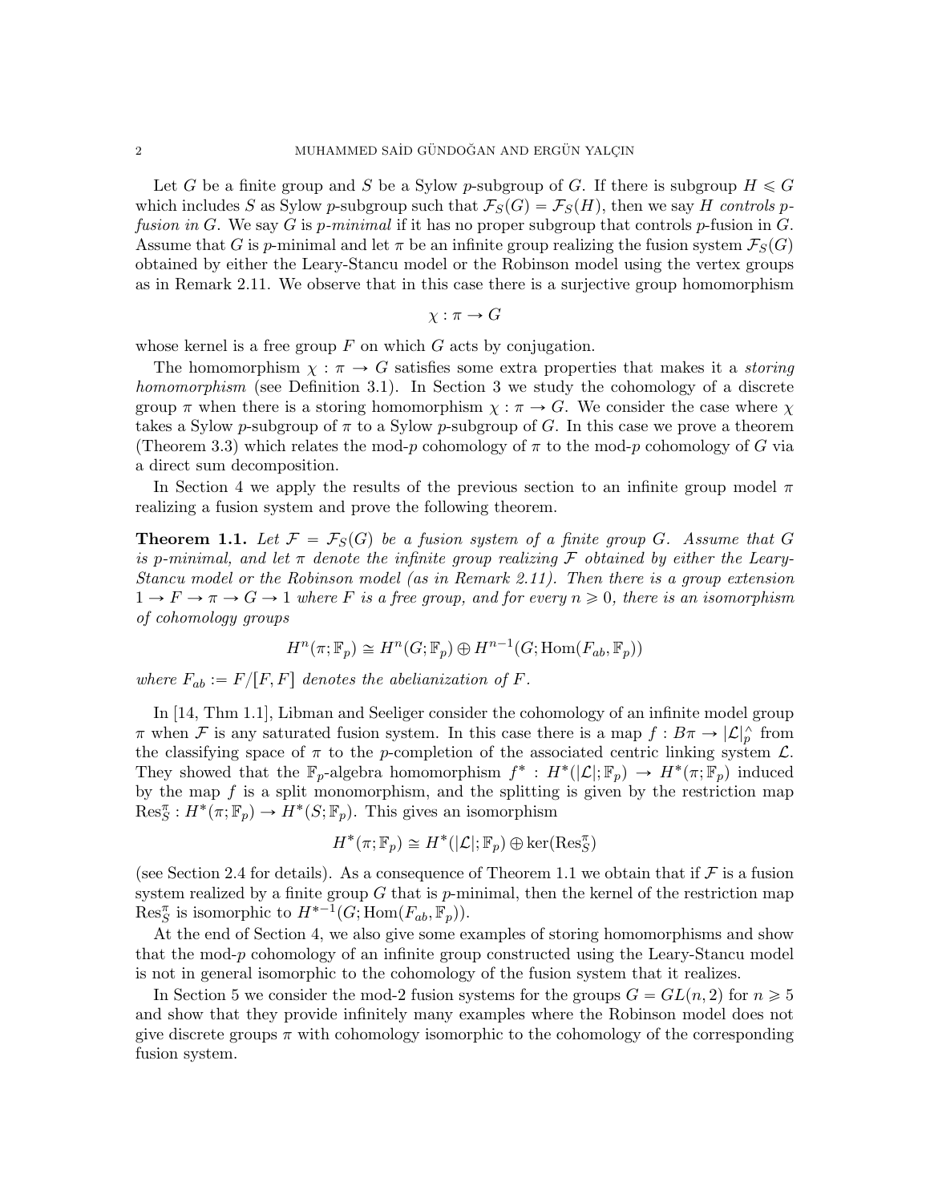Let $G$ be a finite group and $S$ be a Sylow $p$-subgroup of $G$. If there is subgroup $H \leqslant G$ which includes $S$ as Sylow $p$-subgroup such that $\mathcal{F}_S(G) = \mathcal{F}_S(H)$, then we say $H$ *controls $p$-fusion in $G$*. We say $G$ is *$p$-minimal* if it has no proper subgroup that controls $p$-fusion in $G$. Assume that $G$ is $p$-minimal and let $\pi$ be an infinite group realizing the fusion system $\mathcal{F}_S(G)$ obtained by either the Leary-Stancu model or the Robinson model using the vertex groups as in Remark 2.11. We observe that in this case there is a surjective group homomorphism

$$\chi : \pi \to G$$

whose kernel is a free group $F$ on which $G$ acts by conjugation.

The homomorphism $\chi : \pi \to G$ satisfies some extra properties that makes it a *storing homomorphism* (see Definition 3.1). In Section 3 we study the cohomology of a discrete group $\pi$ when there is a storing homomorphism $\chi : \pi \to G$. We consider the case where $\chi$ takes a Sylow $p$-subgroup of $\pi$ to a Sylow $p$-subgroup of $G$. In this case we prove a theorem (Theorem 3.3) which relates the mod-$p$ cohomology of $\pi$ to the mod-$p$ cohomology of $G$ via a direct sum decomposition.

In Section 4 we apply the results of the previous section to an infinite group model $\pi$ realizing a fusion system and prove the following theorem.

**Theorem 1.1.** *Let $\mathcal{F} = \mathcal{F}_S(G)$ be a fusion system of a finite group $G$. Assume that $G$ is $p$-minimal, and let $\pi$ denote the infinite group realizing $\mathcal{F}$ obtained by either the Leary-Stancu model or the Robinson model (as in Remark 2.11). Then there is a group extension $1 \to F \to \pi \to G \to 1$ where $F$ is a free group, and for every $n \geqslant 0$, there is an isomorphism of cohomology groups*

$$H^n(\pi; \mathbb{F}_p) \cong H^n(G; \mathbb{F}_p) \oplus H^{n-1}(G; \mathrm{Hom}(F_{ab}, \mathbb{F}_p))$$

*where $F_{ab} := F/[F, F]$ denotes the abelianization of $F$.*

In [14, Thm 1.1], Libman and Seeliger consider the cohomology of an infinite model group $\pi$ when $\mathcal{F}$ is any saturated fusion system. In this case there is a map $f : B\pi \to |\mathcal{L}|_p^\wedge$ from the classifying space of $\pi$ to the $p$-completion of the associated centric linking system $\mathcal{L}$. They showed that the $\mathbb{F}_p$-algebra homomorphism $f^* : H^*(|\mathcal{L}|; \mathbb{F}_p) \to H^*(\pi; \mathbb{F}_p)$ induced by the map $f$ is a split monomorphism, and the splitting is given by the restriction map $\mathrm{Res}^\pi_S : H^*(\pi; \mathbb{F}_p) \to H^*(S; \mathbb{F}_p)$. This gives an isomorphism

$$H^*(\pi; \mathbb{F}_p) \cong H^*(|\mathcal{L}|; \mathbb{F}_p) \oplus \ker(\mathrm{Res}^\pi_S)$$

(see Section 2.4 for details). As a consequence of Theorem 1.1 we obtain that if $\mathcal{F}$ is a fusion system realized by a finite group $G$ that is $p$-minimal, then the kernel of the restriction map $\mathrm{Res}^\pi_S$ is isomorphic to $H^{*-1}(G; \mathrm{Hom}(F_{ab}, \mathbb{F}_p))$.

At the end of Section 4, we also give some examples of storing homomorphisms and show that the mod-$p$ cohomology of an infinite group constructed using the Leary-Stancu model is not in general isomorphic to the cohomology of the fusion system that it realizes.

In Section 5 we consider the mod-2 fusion systems for the groups $G = GL(n, 2)$ for $n \geqslant 5$ and show that they provide infinitely many examples where the Robinson model does not give discrete groups $\pi$ with cohomology isomorphic to the cohomology of the corresponding fusion system.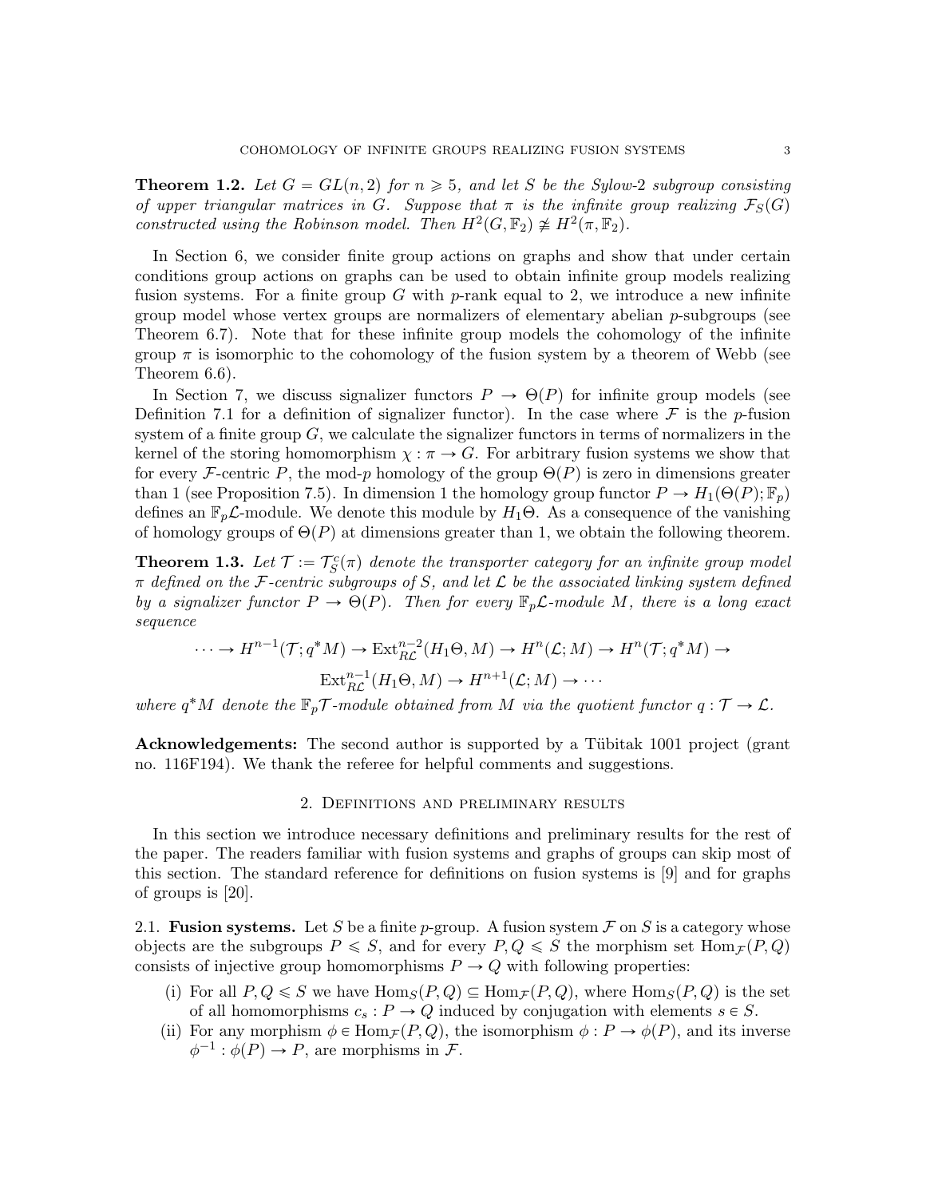**Theorem 1.2.** *Let $G = GL(n, 2)$ for $n \geqslant 5$, and let $S$ be the Sylow-2 subgroup consisting of upper triangular matrices in $G$. Suppose that $\pi$ is the infinite group realizing $\mathcal{F}_S(G)$ constructed using the Robinson model. Then $H^2(G, \mathbb{F}_2) \ncong H^2(\pi, \mathbb{F}_2)$.*

In Section 6, we consider finite group actions on graphs and show that under certain conditions group actions on graphs can be used to obtain infinite group models realizing fusion systems. For a finite group $G$ with $p$-rank equal to 2, we introduce a new infinite group model whose vertex groups are normalizers of elementary abelian $p$-subgroups (see Theorem 6.7). Note that for these infinite group models the cohomology of the infinite group $\pi$ is isomorphic to the cohomology of the fusion system by a theorem of Webb (see Theorem 6.6).

In Section 7, we discuss signalizer functors $P \to \Theta(P)$ for infinite group models (see Definition 7.1 for a definition of signalizer functor). In the case where $\mathcal{F}$ is the $p$-fusion system of a finite group $G$, we calculate the signalizer functors in terms of normalizers in the kernel of the storing homomorphism $\chi : \pi \to G$. For arbitrary fusion systems we show that for every $\mathcal{F}$-centric $P$, the mod-$p$ homology of the group $\Theta(P)$ is zero in dimensions greater than 1 (see Proposition 7.5). In dimension 1 the homology group functor $P \to H_1(\Theta(P); \mathbb{F}_p)$ defines an $\mathbb{F}_p\mathcal{L}$-module. We denote this module by $H_1\Theta$. As a consequence of the vanishing of homology groups of $\Theta(P)$ at dimensions greater than 1, we obtain the following theorem.

**Theorem 1.3.** *Let $\mathcal{T} := \mathcal{T}_S^c(\pi)$ denote the transporter category for an infinite group model $\pi$ defined on the $\mathcal{F}$-centric subgroups of $S$, and let $\mathcal{L}$ be the associated linking system defined by a signalizer functor $P \to \Theta(P)$. Then for every $\mathbb{F}_p\mathcal{L}$-module $M$, there is a long exact sequence*

$$\cdots \to H^{n-1}(\mathcal{T}; q^*M) \to \mathrm{Ext}^{n-2}_{R\mathcal{L}}(H_1\Theta, M) \to H^n(\mathcal{L}; M) \to H^n(\mathcal{T}; q^*M) \to$$
$$\mathrm{Ext}^{n-1}_{R\mathcal{L}}(H_1\Theta, M) \to H^{n+1}(\mathcal{L}; M) \to \cdots$$

*where $q^*M$ denote the $\mathbb{F}_p\mathcal{T}$-module obtained from $M$ via the quotient functor $q : \mathcal{T} \to \mathcal{L}$.*

**Acknowledgements:** The second author is supported by a Tübitak 1001 project (grant no. 116F194). We thank the referee for helpful comments and suggestions.

## 2. Definitions and preliminary results

In this section we introduce necessary definitions and preliminary results for the rest of the paper. The readers familiar with fusion systems and graphs of groups can skip most of this section. The standard reference for definitions on fusion systems is [9] and for graphs of groups is [20].

2.1. **Fusion systems.** Let $S$ be a finite $p$-group. A fusion system $\mathcal{F}$ on $S$ is a category whose objects are the subgroups $P \leqslant S$, and for every $P, Q \leqslant S$ the morphism set $\mathrm{Hom}_{\mathcal{F}}(P, Q)$ consists of injective group homomorphisms $P \to Q$ with following properties:

(i) For all $P, Q \leqslant S$ we have $\mathrm{Hom}_S(P, Q) \subseteq \mathrm{Hom}_{\mathcal{F}}(P, Q)$, where $\mathrm{Hom}_S(P, Q)$ is the set of all homomorphisms $c_s : P \to Q$ induced by conjugation with elements $s \in S$.

(ii) For any morphism $\phi \in \mathrm{Hom}_{\mathcal{F}}(P, Q)$, the isomorphism $\phi : P \to \phi(P)$, and its inverse $\phi^{-1} : \phi(P) \to P$, are morphisms in $\mathcal{F}$.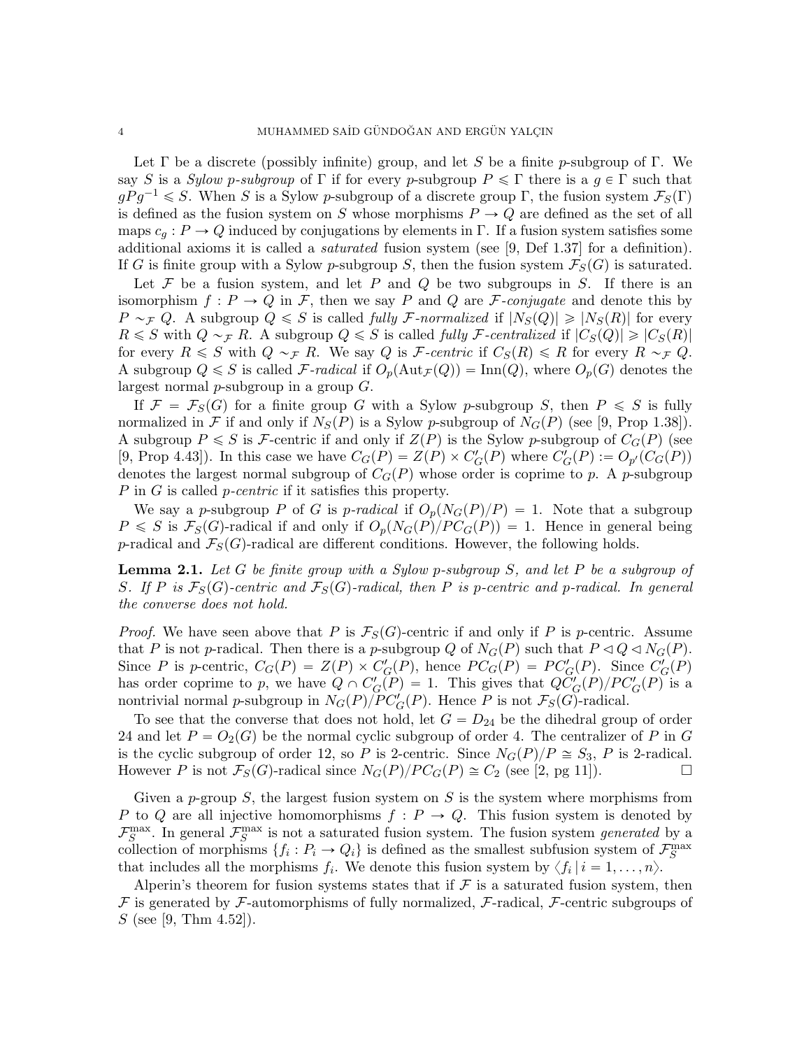Let $\Gamma$ be a discrete (possibly infinite) group, and let $S$ be a finite $p$-subgroup of $\Gamma$. We say $S$ is a *Sylow $p$-subgroup* of $\Gamma$ if for every $p$-subgroup $P \leqslant \Gamma$ there is a $g \in \Gamma$ such that $gPg^{-1} \leqslant S$. When $S$ is a Sylow $p$-subgroup of a discrete group $\Gamma$, the fusion system $\mathcal{F}_S(\Gamma)$ is defined as the fusion system on $S$ whose morphisms $P \to Q$ are defined as the set of all maps $c_g : P \to Q$ induced by conjugations by elements in $\Gamma$. If a fusion system satisfies some additional axioms it is called a *saturated* fusion system (see [9, Def 1.37] for a definition). If $G$ is finite group with a Sylow $p$-subgroup $S$, then the fusion system $\mathcal{F}_S(G)$ is saturated.

Let $\mathcal{F}$ be a fusion system, and let $P$ and $Q$ be two subgroups in $S$. If there is an isomorphism $f : P \to Q$ in $\mathcal{F}$, then we say $P$ and $Q$ are *$\mathcal{F}$-conjugate* and denote this by $P \sim_{\mathcal{F}} Q$. A subgroup $Q \leqslant S$ is called *fully $\mathcal{F}$-normalized* if $|N_S(Q)| \geqslant |N_S(R)|$ for every $R \leqslant S$ with $Q \sim_{\mathcal{F}} R$. A subgroup $Q \leqslant S$ is called *fully $\mathcal{F}$-centralized* if $|C_S(Q)| \geqslant |C_S(R)|$ for every $R \leqslant S$ with $Q \sim_{\mathcal{F}} R$. We say $Q$ is *$\mathcal{F}$-centric* if $C_S(R) \leqslant R$ for every $R \sim_{\mathcal{F}} Q$. A subgroup $Q \leqslant S$ is called *$\mathcal{F}$-radical* if $O_p(\mathrm{Aut}_{\mathcal{F}}(Q)) = \mathrm{Inn}(Q)$, where $O_p(G)$ denotes the largest normal $p$-subgroup in a group $G$.

If $\mathcal{F} = \mathcal{F}_S(G)$ for a finite group $G$ with a Sylow $p$-subgroup $S$, then $P \leqslant S$ is fully normalized in $\mathcal{F}$ if and only if $N_S(P)$ is a Sylow $p$-subgroup of $N_G(P)$ (see [9, Prop 1.38]). A subgroup $P \leqslant S$ is $\mathcal{F}$-centric if and only if $Z(P)$ is the Sylow $p$-subgroup of $C_G(P)$ (see [9, Prop 4.43]). In this case we have $C_G(P) = Z(P) \times C'_G(P)$ where $C'_G(P) := O_{p'}(C_G(P))$ denotes the largest normal subgroup of $C_G(P)$ whose order is coprime to $p$. A $p$-subgroup $P$ in $G$ is called *$p$-centric* if it satisfies this property.

We say a $p$-subgroup $P$ of $G$ is *$p$-radical* if $O_p(N_G(P)/P) = 1$. Note that a subgroup $P \leqslant S$ is $\mathcal{F}_S(G)$-radical if and only if $O_p(N_G(P)/PC_G(P)) = 1$. Hence in general being $p$-radical and $\mathcal{F}_S(G)$-radical are different conditions. However, the following holds.

**Lemma 2.1.** *Let $G$ be finite group with a Sylow $p$-subgroup $S$, and let $P$ be a subgroup of $S$. If $P$ is $\mathcal{F}_S(G)$-centric and $\mathcal{F}_S(G)$-radical, then $P$ is $p$-centric and $p$-radical. In general the converse does not hold.*

*Proof.* We have seen above that $P$ is $\mathcal{F}_S(G)$-centric if and only if $P$ is $p$-centric. Assume that $P$ is not $p$-radical. Then there is a $p$-subgroup $Q$ of $N_G(P)$ such that $P \lhd Q \lhd N_G(P)$. Since $P$ is $p$-centric, $C_G(P) = Z(P) \times C'_G(P)$, hence $PC_G(P) = PC'_G(P)$. Since $C'_G(P)$ has order coprime to $p$, we have $Q \cap C'_G(P) = 1$. This gives that $QC'_G(P)/PC'_G(P)$ is a nontrivial normal $p$-subgroup in $N_G(P)/PC'_G(P)$. Hence $P$ is not $\mathcal{F}_S(G)$-radical.

To see that the converse that does not hold, let $G = D_{24}$ be the dihedral group of order 24 and let $P = O_2(G)$ be the normal cyclic subgroup of order 4. The centralizer of $P$ in $G$ is the cyclic subgroup of order 12, so $P$ is 2-centric. Since $N_G(P)/P \cong S_3$, $P$ is 2-radical. However $P$ is not $\mathcal{F}_S(G)$-radical since $N_G(P)/PC_G(P) \cong C_2$ (see [2, pg 11]). $\square$

Given a $p$-group $S$, the largest fusion system on $S$ is the system where morphisms from $P$ to $Q$ are all injective homomorphisms $f : P \to Q$. This fusion system is denoted by $\mathcal{F}_S^{\max}$. In general $\mathcal{F}_S^{\max}$ is not a saturated fusion system. The fusion system *generated* by a collection of morphisms $\{f_i : P_i \to Q_i\}$ is defined as the smallest subfusion system of $\mathcal{F}_S^{\max}$ that includes all the morphisms $f_i$. We denote this fusion system by $\langle f_i \,|\, i = 1, \dots, n \rangle$.

Alperin's theorem for fusion systems states that if $\mathcal{F}$ is a saturated fusion system, then $\mathcal{F}$ is generated by $\mathcal{F}$-automorphisms of fully normalized, $\mathcal{F}$-radical, $\mathcal{F}$-centric subgroups of $S$ (see [9, Thm 4.52]).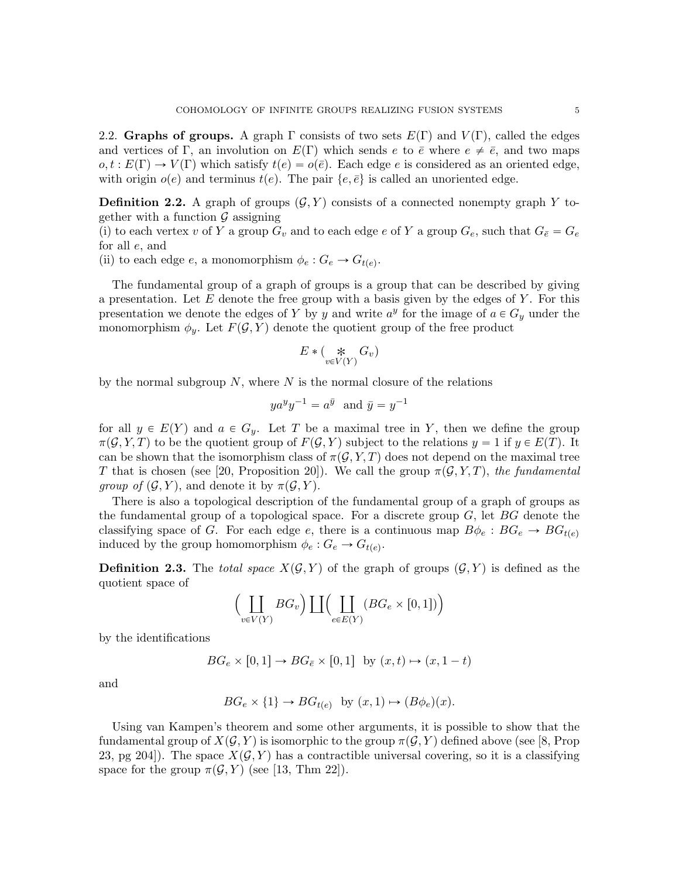2.2. **Graphs of groups.** A graph $\Gamma$ consists of two sets $E(\Gamma)$ and $V(\Gamma)$, called the edges and vertices of $\Gamma$, an involution on $E(\Gamma)$ which sends $e$ to $\bar{e}$ where $e \neq \bar{e}$, and two maps $o, t : E(\Gamma) \to V(\Gamma)$ which satisfy $t(e) = o(\bar{e})$. Each edge $e$ is considered as an oriented edge, with origin $o(e)$ and terminus $t(e)$. The pair $\{e, \bar{e}\}$ is called an unoriented edge.

**Definition 2.2.** A graph of groups $(\mathcal{G}, Y)$ consists of a connected nonempty graph $Y$ together with a function $\mathcal{G}$ assigning
(i) to each vertex $v$ of $Y$ a group $G_v$ and to each edge $e$ of $Y$ a group $G_e$, such that $G_{\bar{e}} = G_e$ for all $e$, and
(ii) to each edge $e$, a monomorphism $\phi_e : G_e \to G_{t(e)}$.

The fundamental group of a graph of groups is a group that can be described by giving a presentation. Let $E$ denote the free group with a basis given by the edges of $Y$. For this presentation we denote the edges of $Y$ by $y$ and write $a^y$ for the image of $a \in G_y$ under the monomorphism $\phi_y$. Let $F(\mathcal{G}, Y)$ denote the quotient group of the free product

$$E * (\mathop{*}_{v \in V(Y)} G_v)$$

by the normal subgroup $N$, where $N$ is the normal closure of the relations

$$y a^y y^{-1} = a^{\bar{y}} \text{ and } \bar{y} = y^{-1}$$

for all $y \in E(Y)$ and $a \in G_y$. Let $T$ be a maximal tree in $Y$, then we define the group $\pi(\mathcal{G}, Y, T)$ to be the quotient group of $F(\mathcal{G}, Y)$ subject to the relations $y = 1$ if $y \in E(T)$. It can be shown that the isomorphism class of $\pi(\mathcal{G}, Y, T)$ does not depend on the maximal tree $T$ that is chosen (see [20, Proposition 20]). We call the group $\pi(\mathcal{G}, Y, T)$, *the fundamental group of* $(\mathcal{G}, Y)$, and denote it by $\pi(\mathcal{G}, Y)$.

There is also a topological description of the fundamental group of a graph of groups as the fundamental group of a topological space. For a discrete group $G$, let $BG$ denote the classifying space of $G$. For each edge $e$, there is a continuous map $B\phi_e : BG_e \to BG_{t(e)}$ induced by the group homomorphism $\phi_e : G_e \to G_{t(e)}$.

**Definition 2.3.** The *total space* $X(\mathcal{G}, Y)$ of the graph of groups $(\mathcal{G}, Y)$ is defined as the quotient space of

$$\Big( \coprod_{v \in V(Y)} BG_v \Big) \coprod \Big( \coprod_{e \in E(Y)} (BG_e \times [0,1]) \Big)$$

by the identifications

$$BG_e \times [0,1] \to BG_{\bar{e}} \times [0,1] \text{ by } (x,t) \mapsto (x, 1-t)$$

and

$$BG_e \times \{1\} \to BG_{t(e)} \text{ by } (x,1) \mapsto (B\phi_e)(x).$$

Using van Kampen's theorem and some other arguments, it is possible to show that the fundamental group of $X(\mathcal{G}, Y)$ is isomorphic to the group $\pi(\mathcal{G}, Y)$ defined above (see [8, Prop 23, pg 204]). The space $X(\mathcal{G}, Y)$ has a contractible universal covering, so it is a classifying space for the group $\pi(\mathcal{G}, Y)$ (see [13, Thm 22]).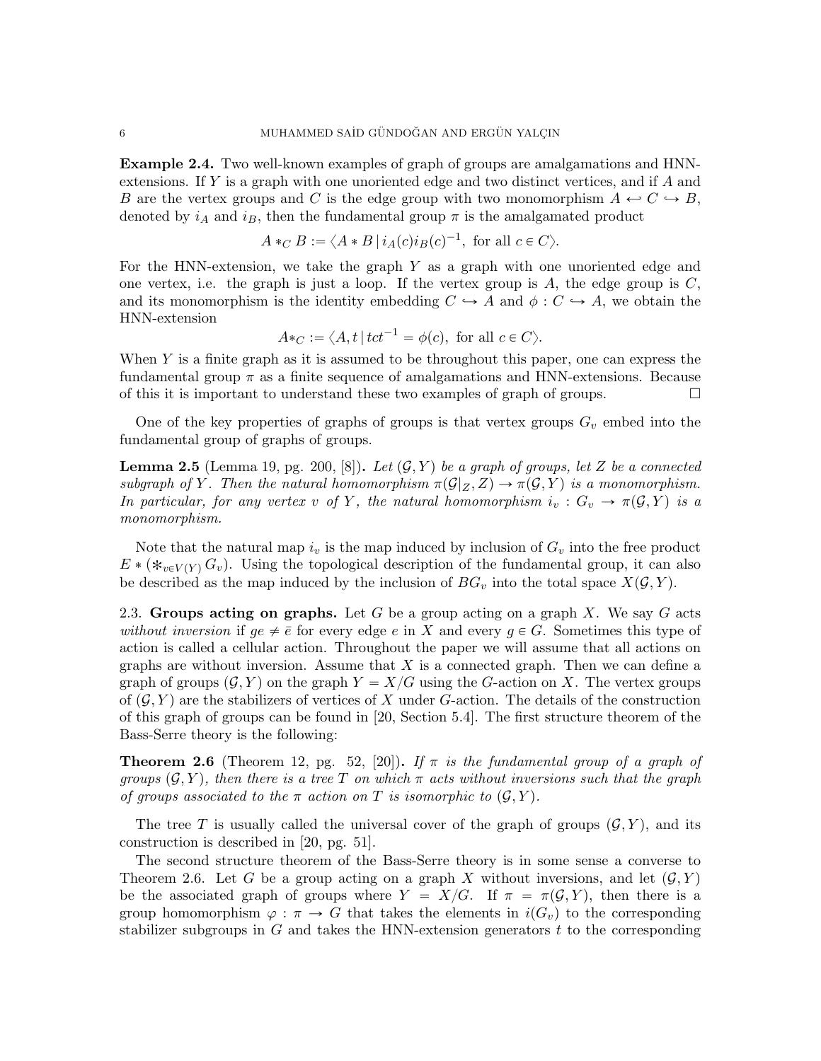**Example 2.4.** Two well-known examples of graph of groups are amalgamations and HNN-extensions. If $Y$ is a graph with one unoriented edge and two distinct vertices, and if $A$ and $B$ are the vertex groups and $C$ is the edge group with two monomorphism $A \hookleftarrow C \hookrightarrow B$, denoted by $i_A$ and $i_B$, then the fundamental group $\pi$ is the amalgamated product

$$A *_C B := \langle A * B \,|\, i_A(c) i_B(c)^{-1}, \text{ for all } c \in C \rangle.$$

For the HNN-extension, we take the graph $Y$ as a graph with one unoriented edge and one vertex, i.e. the graph is just a loop. If the vertex group is $A$, the edge group is $C$, and its monomorphism is the identity embedding $C \hookrightarrow A$ and $\phi : C \hookrightarrow A$, we obtain the HNN-extension

$$A *_C := \langle A, t \,|\, tct^{-1} = \phi(c), \text{ for all } c \in C \rangle.$$

When $Y$ is a finite graph as it is assumed to be throughout this paper, one can express the fundamental group $\pi$ as a finite sequence of amalgamations and HNN-extensions. Because of this it is important to understand these two examples of graph of groups. □

One of the key properties of graphs of groups is that vertex groups $G_v$ embed into the fundamental group of graphs of groups.

**Lemma 2.5** (Lemma 19, pg. 200, [8])**.** *Let $(\mathcal{G}, Y)$ be a graph of groups, let $Z$ be a connected subgraph of $Y$. Then the natural homomorphism $\pi(\mathcal{G}|_Z, Z) \to \pi(\mathcal{G}, Y)$ is a monomorphism. In particular, for any vertex $v$ of $Y$, the natural homomorphism $i_v : G_v \to \pi(\mathcal{G}, Y)$ is a monomorphism.*

Note that the natural map $i_v$ is the map induced by inclusion of $G_v$ into the free product $E * (\ast_{v \in V(Y)} G_v)$. Using the topological description of the fundamental group, it can also be described as the map induced by the inclusion of $BG_v$ into the total space $X(\mathcal{G}, Y)$.

2.3. **Groups acting on graphs.** Let $G$ be a group acting on a graph $X$. We say $G$ acts *without inversion* if $ge \neq \bar{e}$ for every edge $e$ in $X$ and every $g \in G$. Sometimes this type of action is called a cellular action. Throughout the paper we will assume that all actions on graphs are without inversion. Assume that $X$ is a connected graph. Then we can define a graph of groups $(\mathcal{G}, Y)$ on the graph $Y = X/G$ using the $G$-action on $X$. The vertex groups of $(\mathcal{G}, Y)$ are the stabilizers of vertices of $X$ under $G$-action. The details of the construction of this graph of groups can be found in [20, Section 5.4]. The first structure theorem of the Bass-Serre theory is the following:

**Theorem 2.6** (Theorem 12, pg. 52, [20])**.** *If $\pi$ is the fundamental group of a graph of groups $(\mathcal{G}, Y)$, then there is a tree $T$ on which $\pi$ acts without inversions such that the graph of groups associated to the $\pi$ action on $T$ is isomorphic to $(\mathcal{G}, Y)$.*

The tree $T$ is usually called the universal cover of the graph of groups $(\mathcal{G}, Y)$, and its construction is described in [20, pg. 51].

The second structure theorem of the Bass-Serre theory is in some sense a converse to Theorem 2.6. Let $G$ be a group acting on a graph $X$ without inversions, and let $(\mathcal{G}, Y)$ be the associated graph of groups where $Y = X/G$. If $\pi = \pi(\mathcal{G}, Y)$, then there is a group homomorphism $\varphi : \pi \to G$ that takes the elements in $i(G_v)$ to the corresponding stabilizer subgroups in $G$ and takes the HNN-extension generators $t$ to the corresponding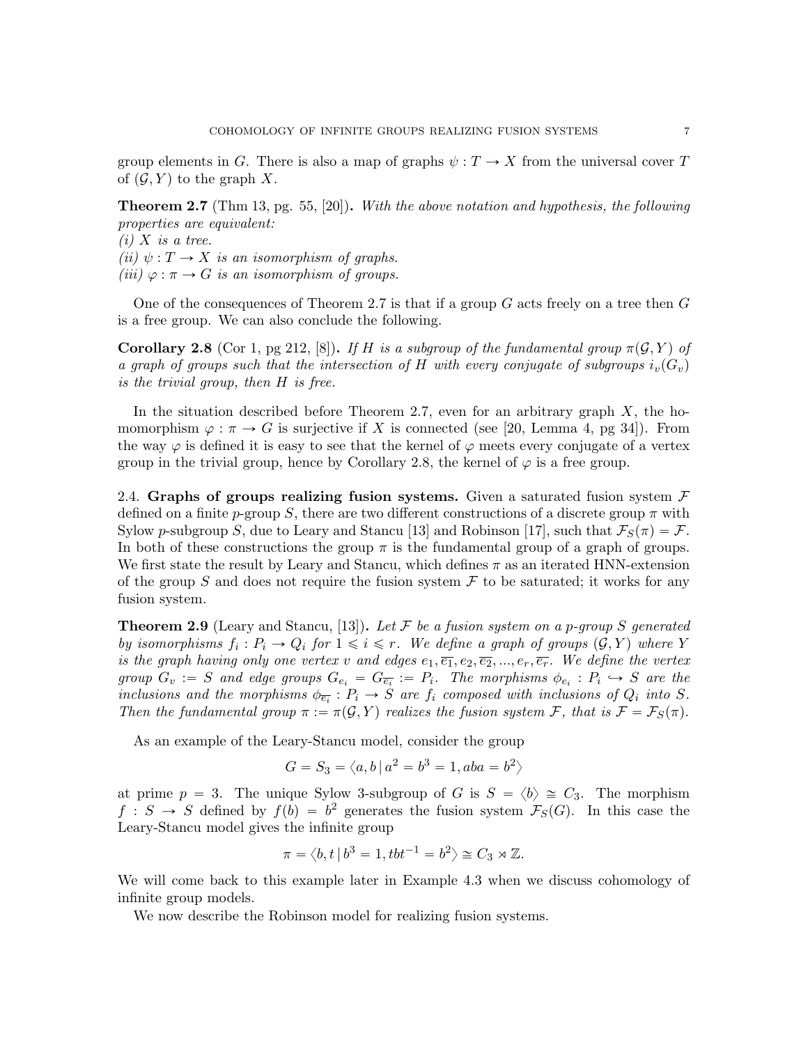group elements in $G$. There is also a map of graphs $\psi : T \to X$ from the universal cover $T$ of $(\mathcal{G}, Y)$ to the graph $X$.

**Theorem 2.7** (Thm 13, pg. 55, [20])**.** *With the above notation and hypothesis, the following properties are equivalent:*
*(i) $X$ is a tree.*
*(ii) $\psi : T \to X$ is an isomorphism of graphs.*
*(iii) $\varphi : \pi \to G$ is an isomorphism of groups.*

One of the consequences of Theorem 2.7 is that if a group $G$ acts freely on a tree then $G$ is a free group. We can also conclude the following.

**Corollary 2.8** (Cor 1, pg 212, [8])**.** *If $H$ is a subgroup of the fundamental group $\pi(\mathcal{G}, Y)$ of a graph of groups such that the intersection of $H$ with every conjugate of subgroups $i_v(G_v)$ is the trivial group, then $H$ is free.*

In the situation described before Theorem 2.7, even for an arbitrary graph $X$, the homomorphism $\varphi : \pi \to G$ is surjective if $X$ is connected (see [20, Lemma 4, pg 34]). From the way $\varphi$ is defined it is easy to see that the kernel of $\varphi$ meets every conjugate of a vertex group in the trivial group, hence by Corollary 2.8, the kernel of $\varphi$ is a free group.

2.4. **Graphs of groups realizing fusion systems.** Given a saturated fusion system $\mathcal{F}$ defined on a finite $p$-group $S$, there are two different constructions of a discrete group $\pi$ with Sylow $p$-subgroup $S$, due to Leary and Stancu [13] and Robinson [17], such that $\mathcal{F}_S(\pi) = \mathcal{F}$. In both of these constructions the group $\pi$ is the fundamental group of a graph of groups. We first state the result by Leary and Stancu, which defines $\pi$ as an iterated HNN-extension of the group $S$ and does not require the fusion system $\mathcal{F}$ to be saturated; it works for any fusion system.

**Theorem 2.9** (Leary and Stancu, [13])**.** *Let $\mathcal{F}$ be a fusion system on a $p$-group $S$ generated by isomorphisms $f_i : P_i \to Q_i$ for $1 \leqslant i \leqslant r$. We define a graph of groups $(\mathcal{G}, Y)$ where $Y$ is the graph having only one vertex $v$ and edges $e_1, \overline{e_1}, e_2, \overline{e_2}, ..., e_r, \overline{e_r}$. We define the vertex group $G_v := S$ and edge groups $G_{e_i} = G_{\overline{e_i}} := P_i$. The morphisms $\phi_{e_i} : P_i \hookrightarrow S$ are the inclusions and the morphisms $\phi_{\overline{e_i}} : P_i \to S$ are $f_i$ composed with inclusions of $Q_i$ into $S$. Then the fundamental group $\pi := \pi(\mathcal{G}, Y)$ realizes the fusion system $\mathcal{F}$, that is $\mathcal{F} = \mathcal{F}_S(\pi)$.*

As an example of the Leary-Stancu model, consider the group

$$G = S_3 = \langle a, b \,|\, a^2 = b^3 = 1, aba = b^2 \rangle$$

at prime $p = 3$. The unique Sylow 3-subgroup of $G$ is $S = \langle b \rangle \cong C_3$. The morphism $f : S \to S$ defined by $f(b) = b^2$ generates the fusion system $\mathcal{F}_S(G)$. In this case the Leary-Stancu model gives the infinite group

$$\pi = \langle b, t \,|\, b^3 = 1, tbt^{-1} = b^2 \rangle \cong C_3 \rtimes \mathbb{Z}.$$

We will come back to this example later in Example 4.3 when we discuss cohomology of infinite group models.

We now describe the Robinson model for realizing fusion systems.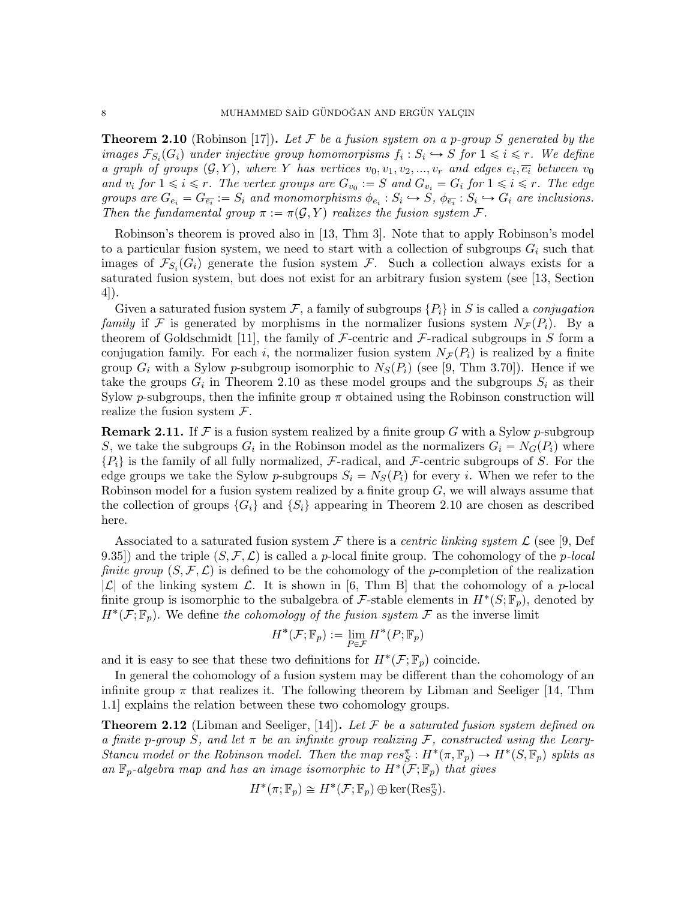**Theorem 2.10** (Robinson [17]). *Let $\mathcal{F}$ be a fusion system on a $p$-group $S$ generated by the images $\mathcal{F}_{S_i}(G_i)$ under injective group homomorpisms $f_i : S_i \hookrightarrow S$ for $1 \leqslant i \leqslant r$. We define a graph of groups $(\mathcal{G}, Y)$, where $Y$ has vertices $v_0, v_1, v_2, ..., v_r$ and edges $e_i, \overline{e_i}$ between $v_0$ and $v_i$ for $1 \leqslant i \leqslant r$. The vertex groups are $G_{v_0} := S$ and $G_{v_i} = G_i$ for $1 \leqslant i \leqslant r$. The edge groups are $G_{e_i} = G_{\overline{e_i}} := S_i$ and monomorphisms $\phi_{e_i} : S_i \hookrightarrow S$, $\phi_{\overline{e_i}} : S_i \hookrightarrow G_i$ are inclusions. Then the fundamental group $\pi := \pi(\mathcal{G}, Y)$ realizes the fusion system $\mathcal{F}$.*

Robinson's theorem is proved also in [13, Thm 3]. Note that to apply Robinson's model to a particular fusion system, we need to start with a collection of subgroups $G_i$ such that images of $\mathcal{F}_{S_i}(G_i)$ generate the fusion system $\mathcal{F}$. Such a collection always exists for a saturated fusion system, but does not exist for an arbitrary fusion system (see [13, Section 4]).

Given a saturated fusion system $\mathcal{F}$, a family of subgroups $\{P_i\}$ in $S$ is called a *conjugation family* if $\mathcal{F}$ is generated by morphisms in the normalizer fusions system $N_{\mathcal{F}}(P_i)$. By a theorem of Goldschmidt [11], the family of $\mathcal{F}$-centric and $\mathcal{F}$-radical subgroups in $S$ form a conjugation family. For each $i$, the normalizer fusion system $N_{\mathcal{F}}(P_i)$ is realized by a finite group $G_i$ with a Sylow $p$-subgroup isomorphic to $N_S(P_i)$ (see [9, Thm 3.70]). Hence if we take the groups $G_i$ in Theorem 2.10 as these model groups and the subgroups $S_i$ as their Sylow $p$-subgroups, then the infinite group $\pi$ obtained using the Robinson construction will realize the fusion system $\mathcal{F}$.

**Remark 2.11.** If $\mathcal{F}$ is a fusion system realized by a finite group $G$ with a Sylow $p$-subgroup $S$, we take the subgroups $G_i$ in the Robinson model as the normalizers $G_i = N_G(P_i)$ where $\{P_i\}$ is the family of all fully normalized, $\mathcal{F}$-radical, and $\mathcal{F}$-centric subgroups of $S$. For the edge groups we take the Sylow $p$-subgroups $S_i = N_S(P_i)$ for every $i$. When we refer to the Robinson model for a fusion system realized by a finite group $G$, we will always assume that the collection of groups $\{G_i\}$ and $\{S_i\}$ appearing in Theorem 2.10 are chosen as described here.

Associated to a saturated fusion system $\mathcal{F}$ there is a *centric linking system* $\mathcal{L}$ (see [9, Def 9.35]) and the triple $(S, \mathcal{F}, \mathcal{L})$ is called a $p$-local finite group. The cohomology of the *$p$-local finite group* $(S, \mathcal{F}, \mathcal{L})$ is defined to be the cohomology of the $p$-completion of the realization $|\mathcal{L}|$ of the linking system $\mathcal{L}$. It is shown in [6, Thm B] that the cohomology of a $p$-local finite group is isomorphic to the subalgebra of $\mathcal{F}$-stable elements in $H^*(S; \mathbb{F}_p)$, denoted by $H^*(\mathcal{F}; \mathbb{F}_p)$. We define *the cohomology of the fusion system* $\mathcal{F}$ as the inverse limit

$$H^*(\mathcal{F}; \mathbb{F}_p) := \lim_{P \in \mathcal{F}} H^*(P; \mathbb{F}_p)$$

and it is easy to see that these two definitions for $H^*(\mathcal{F}; \mathbb{F}_p)$ coincide.

In general the cohomology of a fusion system may be different than the cohomology of an infinite group $\pi$ that realizes it. The following theorem by Libman and Seeliger [14, Thm 1.1] explains the relation between these two cohomology groups.

**Theorem 2.12** (Libman and Seeliger, [14]). *Let $\mathcal{F}$ be a saturated fusion system defined on a finite $p$-group $S$, and let $\pi$ be an infinite group realizing $\mathcal{F}$, constructed using the Leary-Stancu model or the Robinson model. Then the map $res^{\pi}_S : H^*(\pi, \mathbb{F}_p) \to H^*(S, \mathbb{F}_p)$ splits as an $\mathbb{F}_p$-algebra map and has an image isomorphic to $H^*(\mathcal{F}; \mathbb{F}_p)$ that gives*

$$H^*(\pi; \mathbb{F}_p) \cong H^*(\mathcal{F}; \mathbb{F}_p) \oplus \ker(\mathrm{Res}^{\pi}_S).$$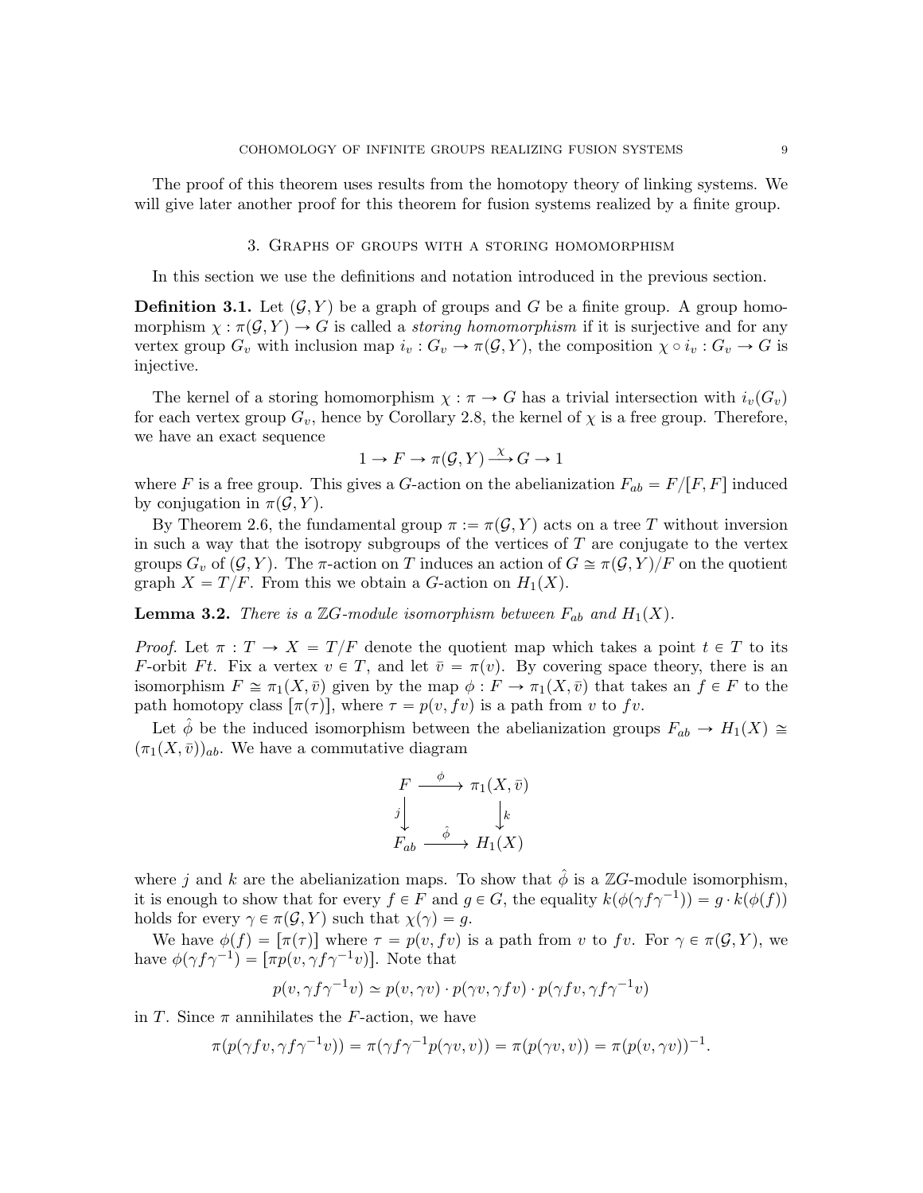The proof of this theorem uses results from the homotopy theory of linking systems. We will give later another proof for this theorem for fusion systems realized by a finite group.

## 3. Graphs of groups with a storing homomorphism

In this section we use the definitions and notation introduced in the previous section.

**Definition 3.1.** Let $(\mathcal{G}, Y)$ be a graph of groups and $G$ be a finite group. A group homomorphism $\chi : \pi(\mathcal{G}, Y) \to G$ is called a *storing homomorphism* if it is surjective and for any vertex group $G_v$ with inclusion map $i_v : G_v \to \pi(\mathcal{G}, Y)$, the composition $\chi \circ i_v : G_v \to G$ is injective.

The kernel of a storing homomorphism $\chi : \pi \to G$ has a trivial intersection with $i_v(G_v)$ for each vertex group $G_v$, hence by Corollary 2.8, the kernel of $\chi$ is a free group. Therefore, we have an exact sequence

$$1 \to F \to \pi(\mathcal{G}, Y) \xrightarrow{\chi} G \to 1$$

where $F$ is a free group. This gives a $G$-action on the abelianization $F_{ab} = F/[F, F]$ induced by conjugation in $\pi(\mathcal{G}, Y)$.

By Theorem 2.6, the fundamental group $\pi := \pi(\mathcal{G}, Y)$ acts on a tree $T$ without inversion in such a way that the isotropy subgroups of the vertices of $T$ are conjugate to the vertex groups $G_v$ of $(\mathcal{G}, Y)$. The $\pi$-action on $T$ induces an action of $G \cong \pi(\mathcal{G}, Y)/F$ on the quotient graph $X = T/F$. From this we obtain a $G$-action on $H_1(X)$.

**Lemma 3.2.** *There is a $\mathbb{Z}G$-module isomorphism between $F_{ab}$ and $H_1(X)$.*

*Proof.* Let $\pi : T \to X = T/F$ denote the quotient map which takes a point $t \in T$ to its $F$-orbit $Ft$. Fix a vertex $v \in T$, and let $\bar{v} = \pi(v)$. By covering space theory, there is an isomorphism $F \cong \pi_1(X, \bar{v})$ given by the map $\phi : F \to \pi_1(X, \bar{v})$ that takes an $f \in F$ to the path homotopy class $[\pi(\tau)]$, where $\tau = p(v, fv)$ is a path from $v$ to $fv$.

Let $\hat{\phi}$ be the induced isomorphism between the abelianization groups $F_{ab} \to H_1(X) \cong (\pi_1(X, \bar{v}))_{ab}$. We have a commutative diagram

$$\begin{array}{ccc} F & \xrightarrow{\ \phi\ } & \pi_1(X, \bar{v}) \\ {\scriptstyle j}\big\downarrow & & \big\downarrow{\scriptstyle k} \\ F_{ab} & \xrightarrow{\ \hat{\phi}\ } & H_1(X) \end{array}$$

where $j$ and $k$ are the abelianization maps. To show that $\hat{\phi}$ is a $\mathbb{Z}G$-module isomorphism, it is enough to show that for every $f \in F$ and $g \in G$, the equality $k(\phi(\gamma f \gamma^{-1})) = g \cdot k(\phi(f))$ holds for every $\gamma \in \pi(\mathcal{G}, Y)$ such that $\chi(\gamma) = g$.

We have $\phi(f) = [\pi(\tau)]$ where $\tau = p(v, fv)$ is a path from $v$ to $fv$. For $\gamma \in \pi(\mathcal{G}, Y)$, we have $\phi(\gamma f \gamma^{-1}) = [\pi p(v, \gamma f \gamma^{-1} v)]$. Note that

$$p(v, \gamma f \gamma^{-1} v) \simeq p(v, \gamma v) \cdot p(\gamma v, \gamma f v) \cdot p(\gamma f v, \gamma f \gamma^{-1} v)$$

in $T$. Since $\pi$ annihilates the $F$-action, we have

$$\pi(p(\gamma f v, \gamma f \gamma^{-1} v)) = \pi(\gamma f \gamma^{-1} p(\gamma v, v)) = \pi(p(\gamma v, v)) = \pi(p(v, \gamma v))^{-1}.$$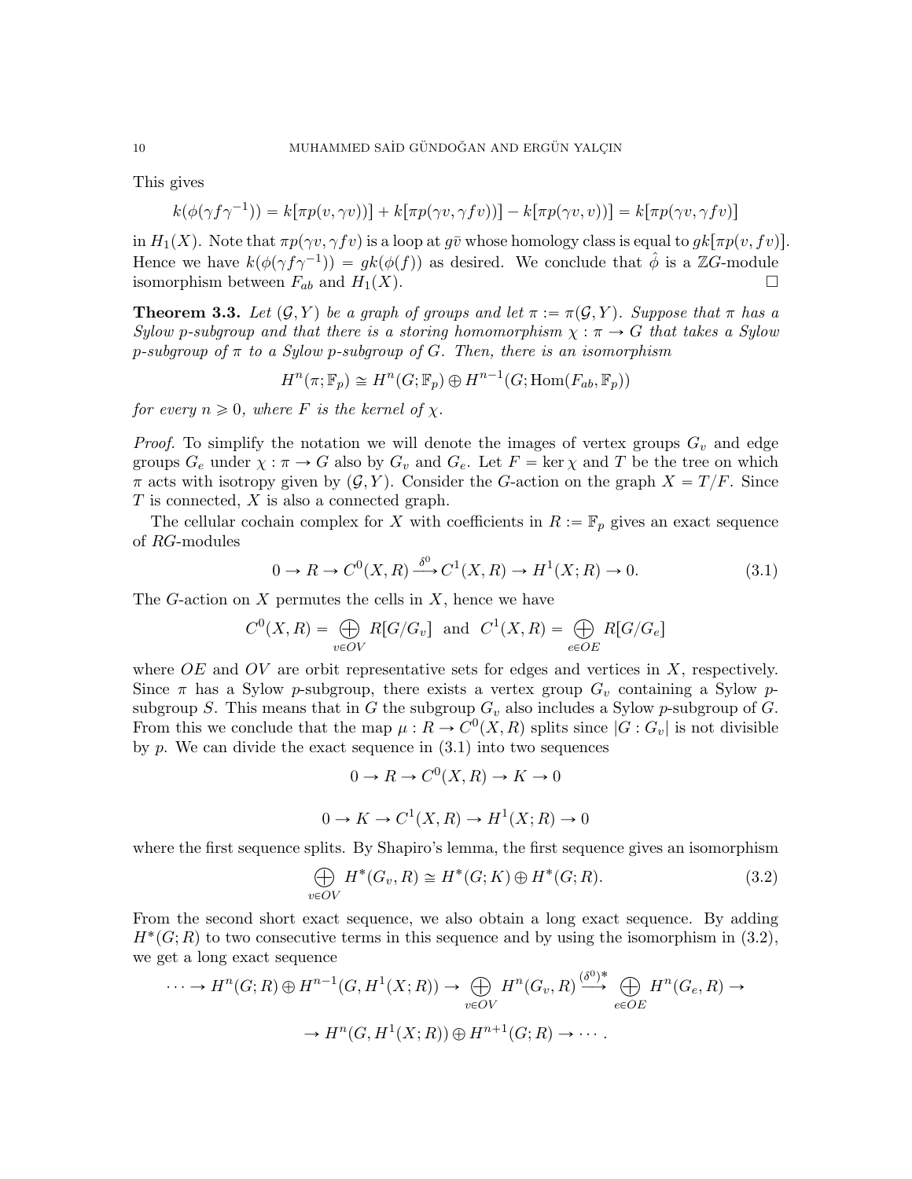This gives

$$k(\phi(\gamma f \gamma^{-1})) = k[\pi p(v, \gamma v))] + k[\pi p(\gamma v, \gamma f v))] - k[\pi p(\gamma v, v))] = k[\pi p(\gamma v, \gamma f v)]$$

in $H_1(X)$. Note that $\pi p(\gamma v, \gamma f v)$ is a loop at $g\bar{v}$ whose homology class is equal to $gk[\pi p(v, fv)]$. Hence we have $k(\phi(\gamma f \gamma^{-1})) = gk(\phi(f))$ as desired. We conclude that $\hat{\phi}$ is a $\mathbb{Z}G$-module isomorphism between $F_{ab}$ and $H_1(X)$. □

**Theorem 3.3.** *Let $(\mathcal{G}, Y)$ be a graph of groups and let $\pi := \pi(\mathcal{G}, Y)$. Suppose that $\pi$ has a Sylow $p$-subgroup and that there is a storing homomorphism $\chi : \pi \to G$ that takes a Sylow $p$-subgroup of $\pi$ to a Sylow $p$-subgroup of $G$. Then, there is an isomorphism*

$$H^n(\pi; \mathbb{F}_p) \cong H^n(G; \mathbb{F}_p) \oplus H^{n-1}(G; \mathrm{Hom}(F_{ab}, \mathbb{F}_p))$$

*for every $n \geqslant 0$, where $F$ is the kernel of $\chi$.*

*Proof.* To simplify the notation we will denote the images of vertex groups $G_v$ and edge groups $G_e$ under $\chi : \pi \to G$ also by $G_v$ and $G_e$. Let $F = \ker \chi$ and $T$ be the tree on which $\pi$ acts with isotropy given by $(\mathcal{G}, Y)$. Consider the $G$-action on the graph $X = T/F$. Since $T$ is connected, $X$ is also a connected graph.

The cellular cochain complex for $X$ with coefficients in $R := \mathbb{F}_p$ gives an exact sequence of $RG$-modules

$$0 \to R \to C^0(X, R) \xrightarrow{\delta^0} C^1(X, R) \to H^1(X; R) \to 0. \tag{3.1}$$

The $G$-action on $X$ permutes the cells in $X$, hence we have

$$C^0(X, R) = \bigoplus_{v \in OV} R[G/G_v] \quad \text{and} \quad C^1(X, R) = \bigoplus_{e \in OE} R[G/G_e]$$

where $OE$ and $OV$ are orbit representative sets for edges and vertices in $X$, respectively. Since $\pi$ has a Sylow $p$-subgroup, there exists a vertex group $G_v$ containing a Sylow $p$-subgroup $S$. This means that in $G$ the subgroup $G_v$ also includes a Sylow $p$-subgroup of $G$. From this we conclude that the map $\mu : R \to C^0(X, R)$ splits since $|G : G_v|$ is not divisible by $p$. We can divide the exact sequence in (3.1) into two sequences

$$0 \to R \to C^0(X, R) \to K \to 0$$

$$0 \to K \to C^1(X, R) \to H^1(X; R) \to 0$$

where the first sequence splits. By Shapiro's lemma, the first sequence gives an isomorphism

$$\bigoplus_{v \in OV} H^*(G_v, R) \cong H^*(G; K) \oplus H^*(G; R). \tag{3.2}$$

From the second short exact sequence, we also obtain a long exact sequence. By adding $H^*(G; R)$ to two consecutive terms in this sequence and by using the isomorphism in (3.2), we get a long exact sequence

$$\cdots \to H^n(G; R) \oplus H^{n-1}(G, H^1(X; R)) \to \bigoplus_{v \in OV} H^n(G_v, R) \xrightarrow{(\delta^0)^*} \bigoplus_{e \in OE} H^n(G_e, R) \to$$

$$\to H^n(G, H^1(X; R)) \oplus H^{n+1}(G; R) \to \cdots .$$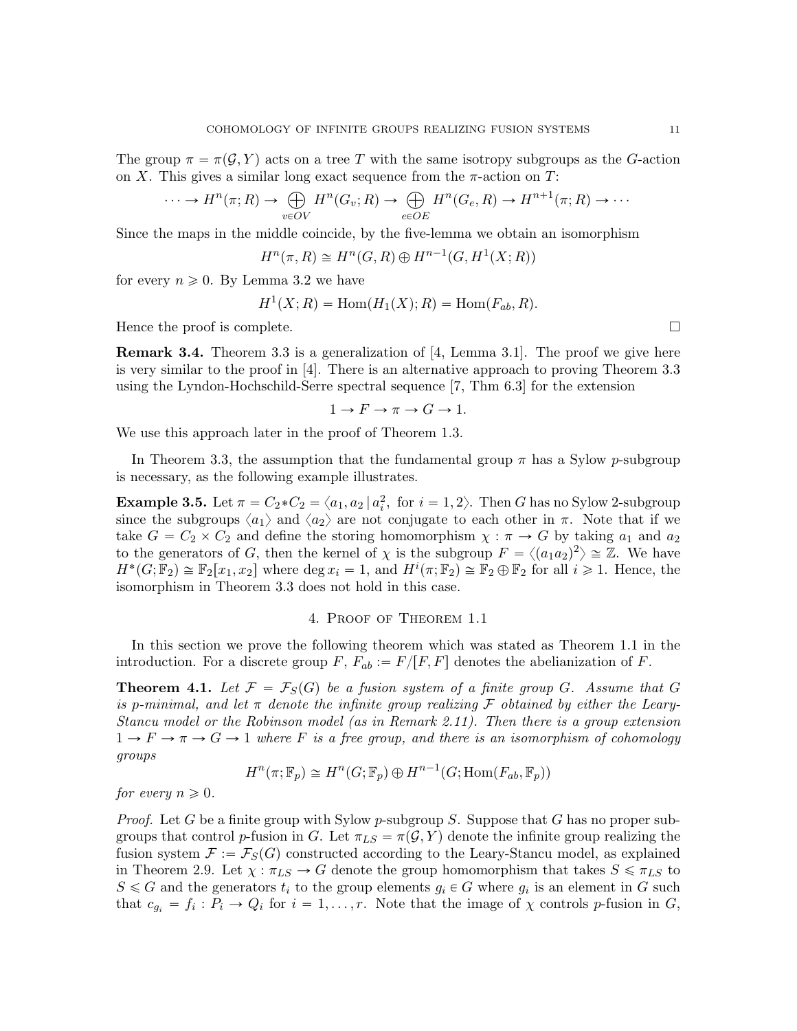The group $\pi = \pi(\mathcal{G}, Y)$ acts on a tree $T$ with the same isotropy subgroups as the $G$-action on $X$. This gives a similar long exact sequence from the $\pi$-action on $T$:

$$\cdots \to H^n(\pi; R) \to \bigoplus_{v \in OV} H^n(G_v; R) \to \bigoplus_{e \in OE} H^n(G_e, R) \to H^{n+1}(\pi; R) \to \cdots$$

Since the maps in the middle coincide, by the five-lemma we obtain an isomorphism

$$H^n(\pi, R) \cong H^n(G, R) \oplus H^{n-1}(G, H^1(X; R))$$

for every $n \geqslant 0$. By Lemma 3.2 we have

$$H^1(X; R) = \mathrm{Hom}(H_1(X); R) = \mathrm{Hom}(F_{ab}, R).$$

Hence the proof is complete. □

**Remark 3.4.** Theorem 3.3 is a generalization of [4, Lemma 3.1]. The proof we give here is very similar to the proof in [4]. There is an alternative approach to proving Theorem 3.3 using the Lyndon-Hochschild-Serre spectral sequence [7, Thm 6.3] for the extension

$$1 \to F \to \pi \to G \to 1.$$

We use this approach later in the proof of Theorem 1.3.

In Theorem 3.3, the assumption that the fundamental group $\pi$ has a Sylow $p$-subgroup is necessary, as the following example illustrates.

**Example 3.5.** Let $\pi = C_2 * C_2 = \langle a_1, a_2 \mid a_i^2, \text{ for } i = 1, 2 \rangle$. Then $G$ has no Sylow 2-subgroup since the subgroups $\langle a_1 \rangle$ and $\langle a_2 \rangle$ are not conjugate to each other in $\pi$. Note that if we take $G = C_2 \times C_2$ and define the storing homomorphism $\chi : \pi \to G$ by taking $a_1$ and $a_2$ to the generators of $G$, then the kernel of $\chi$ is the subgroup $F = \langle (a_1 a_2)^2 \rangle \cong \mathbb{Z}$. We have $H^*(G; \mathbb{F}_2) \cong \mathbb{F}_2[x_1, x_2]$ where $\deg x_i = 1$, and $H^i(\pi; \mathbb{F}_2) \cong \mathbb{F}_2 \oplus \mathbb{F}_2$ for all $i \geqslant 1$. Hence, the isomorphism in Theorem 3.3 does not hold in this case.

## 4. Proof of Theorem 1.1

In this section we prove the following theorem which was stated as Theorem 1.1 in the introduction. For a discrete group $F$, $F_{ab} := F/[F, F]$ denotes the abelianization of $F$.

**Theorem 4.1.** *Let $\mathcal{F} = \mathcal{F}_S(G)$ be a fusion system of a finite group $G$. Assume that $G$ is $p$-minimal, and let $\pi$ denote the infinite group realizing $\mathcal{F}$ obtained by either the Leary-Stancu model or the Robinson model (as in Remark 2.11). Then there is a group extension $1 \to F \to \pi \to G \to 1$ where $F$ is a free group, and there is an isomorphism of cohomology groups*

$$H^n(\pi; \mathbb{F}_p) \cong H^n(G; \mathbb{F}_p) \oplus H^{n-1}(G; \mathrm{Hom}(F_{ab}, \mathbb{F}_p))$$

*for every $n \geqslant 0$.*

*Proof.* Let $G$ be a finite group with Sylow $p$-subgroup $S$. Suppose that $G$ has no proper subgroups that control $p$-fusion in $G$. Let $\pi_{LS} = \pi(\mathcal{G}, Y)$ denote the infinite group realizing the fusion system $\mathcal{F} := \mathcal{F}_S(G)$ constructed according to the Leary-Stancu model, as explained in Theorem 2.9. Let $\chi : \pi_{LS} \to G$ denote the group homomorphism that takes $S \leqslant \pi_{LS}$ to $S \leqslant G$ and the generators $t_i$ to the group elements $g_i \in G$ where $g_i$ is an element in $G$ such that $c_{g_i} = f_i : P_i \to Q_i$ for $i = 1, \ldots, r$. Note that the image of $\chi$ controls $p$-fusion in $G$,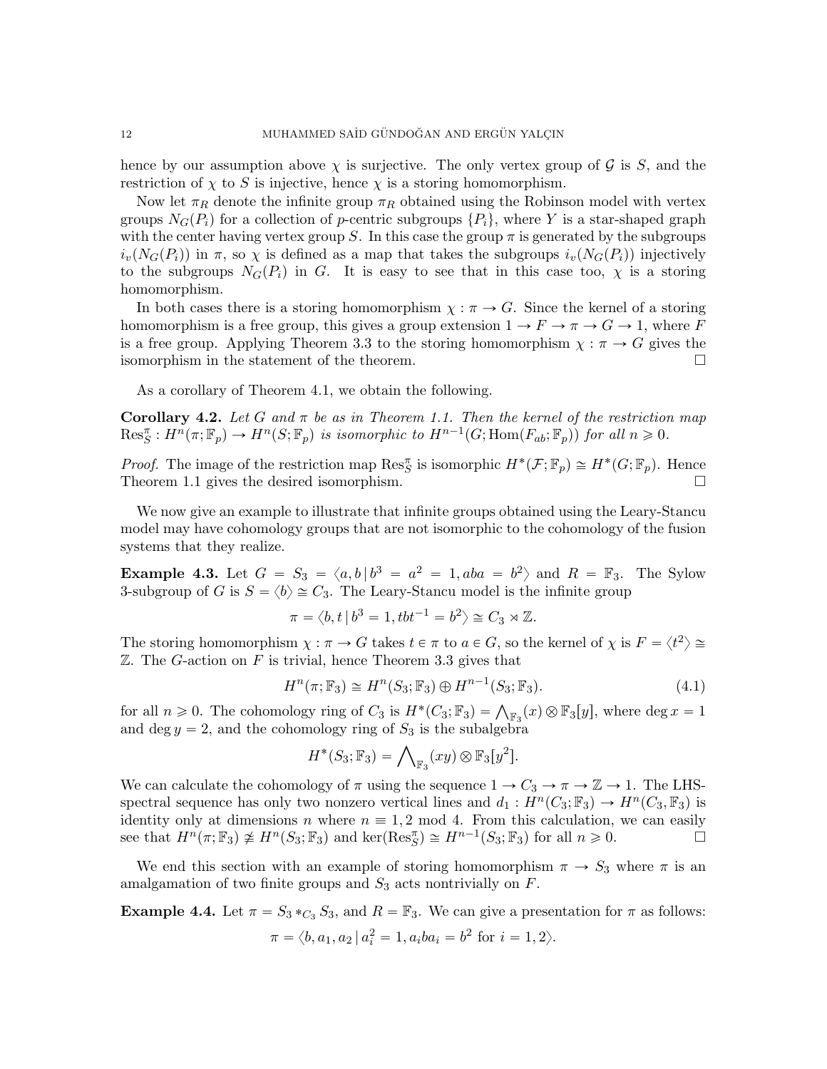hence by our assumption above $\chi$ is surjective. The only vertex group of $\mathcal{G}$ is $S$, and the restriction of $\chi$ to $S$ is injective, hence $\chi$ is a storing homomorphism.

Now let $\pi_R$ denote the infinite group $\pi_R$ obtained using the Robinson model with vertex groups $N_G(P_i)$ for a collection of $p$-centric subgroups $\{P_i\}$, where $Y$ is a star-shaped graph with the center having vertex group $S$. In this case the group $\pi$ is generated by the subgroups $i_v(N_G(P_i))$ in $\pi$, so $\chi$ is defined as a map that takes the subgroups $i_v(N_G(P_i))$ injectively to the subgroups $N_G(P_i)$ in $G$. It is easy to see that in this case too, $\chi$ is a storing homomorphism.

In both cases there is a storing homomorphism $\chi : \pi \to G$. Since the kernel of a storing homomorphism is a free group, this gives a group extension $1 \to F \to \pi \to G \to 1$, where $F$ is a free group. Applying Theorem 3.3 to the storing homomorphism $\chi : \pi \to G$ gives the isomorphism in the statement of the theorem. □

As a corollary of Theorem 4.1, we obtain the following.

**Corollary 4.2.** *Let $G$ and $\pi$ be as in Theorem 1.1. Then the kernel of the restriction map $\mathrm{Res}^{\pi}_S : H^n(\pi; \mathbb{F}_p) \to H^n(S; \mathbb{F}_p)$ is isomorphic to $H^{n-1}(G; \mathrm{Hom}(F_{ab}; \mathbb{F}_p))$ for all $n \geqslant 0$.*

*Proof.* The image of the restriction map $\mathrm{Res}^{\pi}_S$ is isomorphic $H^*(\mathcal{F}; \mathbb{F}_p) \cong H^*(G; \mathbb{F}_p)$. Hence Theorem 1.1 gives the desired isomorphism. □

We now give an example to illustrate that infinite groups obtained using the Leary-Stancu model may have cohomology groups that are not isomorphic to the cohomology of the fusion systems that they realize.

**Example 4.3.** Let $G = S_3 = \langle a, b \,|\, b^3 = a^2 = 1, aba = b^2 \rangle$ and $R = \mathbb{F}_3$. The Sylow 3-subgroup of $G$ is $S = \langle b \rangle \cong C_3$. The Leary-Stancu model is the infinite group

$$\pi = \langle b, t \,|\, b^3 = 1, tbt^{-1} = b^2 \rangle \cong C_3 \rtimes \mathbb{Z}.$$

The storing homomorphism $\chi : \pi \to G$ takes $t \in \pi$ to $a \in G$, so the kernel of $\chi$ is $F = \langle t^2 \rangle \cong \mathbb{Z}$. The $G$-action on $F$ is trivial, hence Theorem 3.3 gives that

$$H^n(\pi; \mathbb{F}_3) \cong H^n(S_3; \mathbb{F}_3) \oplus H^{n-1}(S_3; \mathbb{F}_3). \tag{4.1}$$

for all $n \geqslant 0$. The cohomology ring of $C_3$ is $H^*(C_3; \mathbb{F}_3) = \bigwedge_{\mathbb{F}_3}(x) \otimes \mathbb{F}_3[y]$, where $\deg x = 1$ and $\deg y = 2$, and the cohomology ring of $S_3$ is the subalgebra

$$H^*(S_3; \mathbb{F}_3) = \bigwedge\nolimits_{\mathbb{F}_3}(xy) \otimes \mathbb{F}_3[y^2].$$

We can calculate the cohomology of $\pi$ using the sequence $1 \to C_3 \to \pi \to \mathbb{Z} \to 1$. The LHS-spectral sequence has only two nonzero vertical lines and $d_1 : H^n(C_3; \mathbb{F}_3) \to H^n(C_3, \mathbb{F}_3)$ is identity only at dimensions $n$ where $n \equiv 1, 2 \mod 4$. From this calculation, we can easily see that $H^n(\pi; \mathbb{F}_3) \not\cong H^n(S_3; \mathbb{F}_3)$ and $\ker(\mathrm{Res}^{\pi}_S) \cong H^{n-1}(S_3; \mathbb{F}_3)$ for all $n \geqslant 0$. □

We end this section with an example of storing homomorphism $\pi \to S_3$ where $\pi$ is an amalgamation of two finite groups and $S_3$ acts nontrivially on $F$.

**Example 4.4.** Let $\pi = S_3 *_{C_3} S_3$, and $R = \mathbb{F}_3$. We can give a presentation for $\pi$ as follows:

$$\pi = \langle b, a_1, a_2 \,|\, a_i^2 = 1, a_i b a_i = b^2 \text{ for } i = 1, 2 \rangle.$$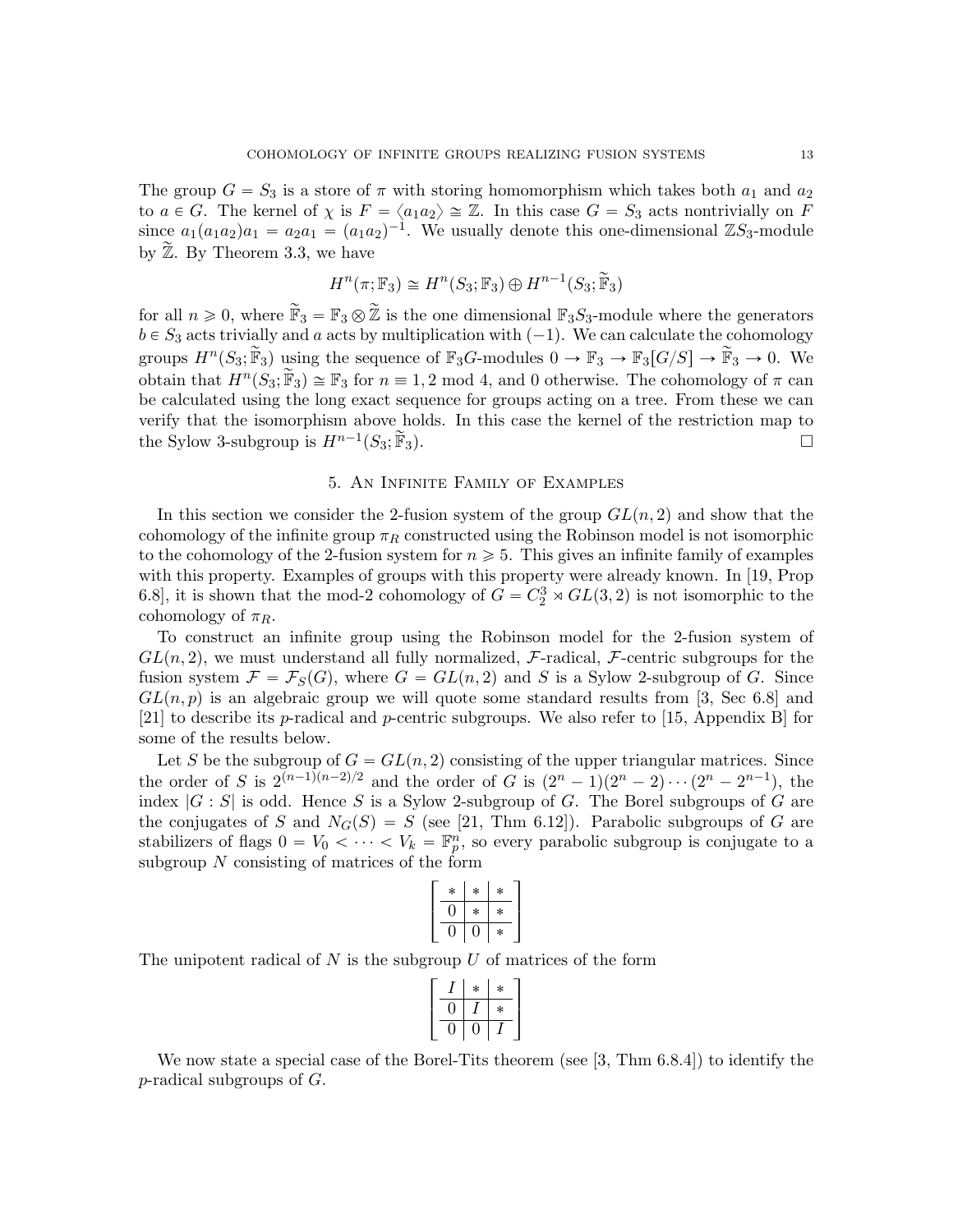The group $G = S_3$ is a store of $\pi$ with storing homomorphism which takes both $a_1$ and $a_2$ to $a \in G$. The kernel of $\chi$ is $F = \langle a_1 a_2 \rangle \cong \mathbb{Z}$. In this case $G = S_3$ acts nontrivially on $F$ since $a_1(a_1a_2)a_1 = a_2a_1 = (a_1a_2)^{-1}$. We usually denote this one-dimensional $\mathbb{Z}S_3$-module by $\widetilde{\mathbb{Z}}$. By Theorem 3.3, we have

$$H^n(\pi; \mathbb{F}_3) \cong H^n(S_3; \mathbb{F}_3) \oplus H^{n-1}(S_3; \widetilde{\mathbb{F}}_3)$$

for all $n \geqslant 0$, where $\widetilde{\mathbb{F}}_3 = \mathbb{F}_3 \otimes \widetilde{\mathbb{Z}}$ is the one dimensional $\mathbb{F}_3 S_3$-module where the generators $b \in S_3$ acts trivially and $a$ acts by multiplication with $(-1)$. We can calculate the cohomology groups $H^n(S_3; \widetilde{\mathbb{F}}_3)$ using the sequence of $\mathbb{F}_3G$-modules $0 \to \mathbb{F}_3 \to \mathbb{F}_3[G/S] \to \widetilde{\mathbb{F}}_3 \to 0$. We obtain that $H^n(S_3; \widetilde{\mathbb{F}}_3) \cong \mathbb{F}_3$ for $n \equiv 1, 2 \bmod 4$, and 0 otherwise. The cohomology of $\pi$ can be calculated using the long exact sequence for groups acting on a tree. From these we can verify that the isomorphism above holds. In this case the kernel of the restriction map to the Sylow 3-subgroup is $H^{n-1}(S_3; \widetilde{\mathbb{F}}_3)$. □

## 5. An Infinite Family of Examples

In this section we consider the 2-fusion system of the group $GL(n, 2)$ and show that the cohomology of the infinite group $\pi_R$ constructed using the Robinson model is not isomorphic to the cohomology of the 2-fusion system for $n \geqslant 5$. This gives an infinite family of examples with this property. Examples of groups with this property were already known. In [19, Prop 6.8], it is shown that the mod-2 cohomology of $G = C_2^3 \rtimes GL(3, 2)$ is not isomorphic to the cohomology of $\pi_R$.

To construct an infinite group using the Robinson model for the 2-fusion system of $GL(n, 2)$, we must understand all fully normalized, $\mathcal{F}$-radical, $\mathcal{F}$-centric subgroups for the fusion system $\mathcal{F} = \mathcal{F}_S(G)$, where $G = GL(n, 2)$ and $S$ is a Sylow 2-subgroup of $G$. Since $GL(n, p)$ is an algebraic group we will quote some standard results from [3, Sec 6.8] and [21] to describe its $p$-radical and $p$-centric subgroups. We also refer to [15, Appendix B] for some of the results below.

Let $S$ be the subgroup of $G = GL(n, 2)$ consisting of the upper triangular matrices. Since the order of $S$ is $2^{(n-1)(n-2)/2}$ and the order of $G$ is $(2^n - 1)(2^n - 2) \cdots (2^n - 2^{n-1})$, the index $|G : S|$ is odd. Hence $S$ is a Sylow 2-subgroup of $G$. The Borel subgroups of $G$ are the conjugates of $S$ and $N_G(S) = S$ (see [21, Thm 6.12]). Parabolic subgroups of $G$ are stabilizers of flags $0 = V_0 < \cdots < V_k = \mathbb{F}_p^n$, so every parabolic subgroup is conjugate to a subgroup $N$ consisting of matrices of the form

$$\left[\begin{array}{c|c|c} * & * & * \\ \hline 0 & * & * \\ \hline 0 & 0 & * \end{array}\right]$$

The unipotent radical of $N$ is the subgroup $U$ of matrices of the form

$$\left[\begin{array}{c|c|c} I & * & * \\ \hline 0 & I & * \\ \hline 0 & 0 & I \end{array}\right]$$

We now state a special case of the Borel-Tits theorem (see [3, Thm 6.8.4]) to identify the $p$-radical subgroups of $G$.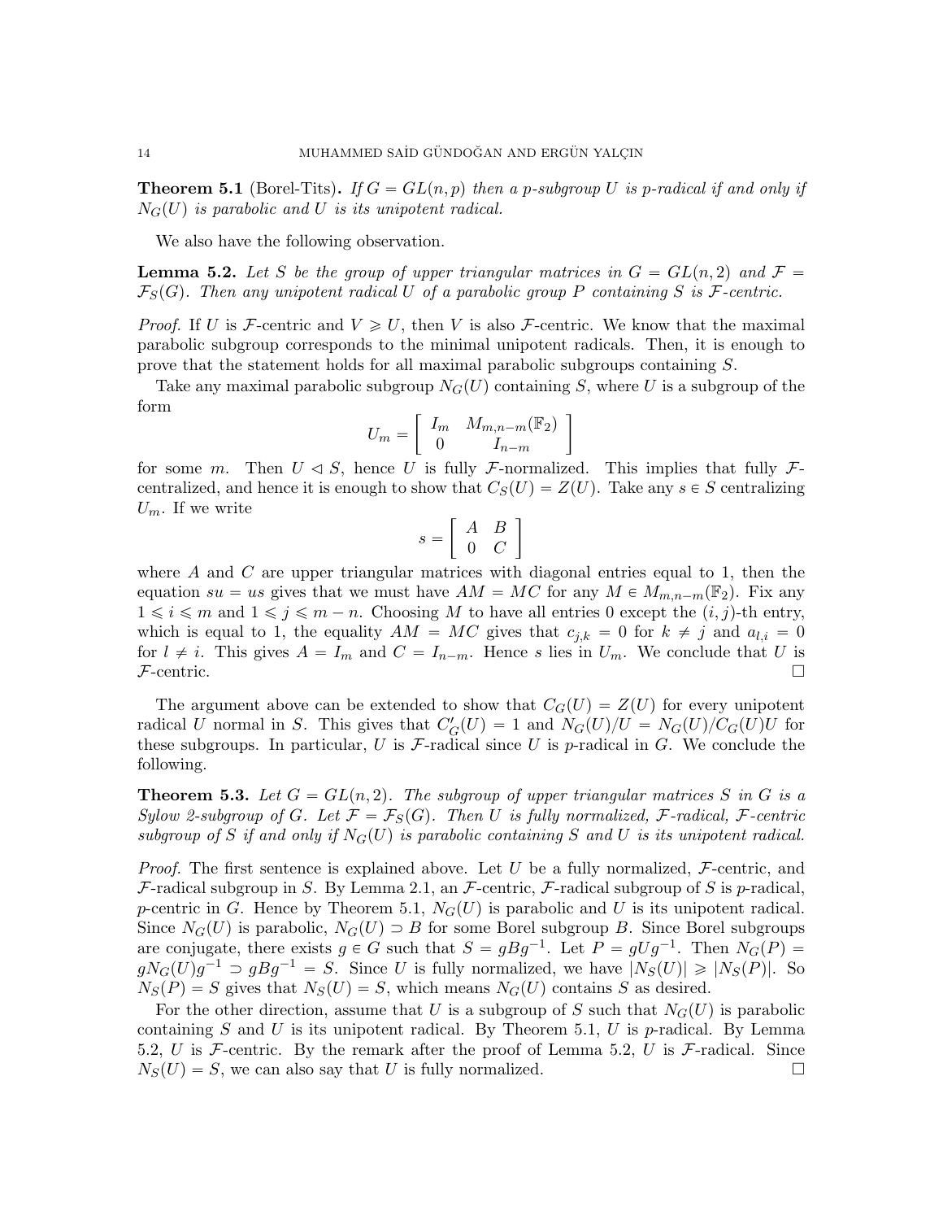**Theorem 5.1** (Borel-Tits)**.** *If $G = GL(n,p)$ then a $p$-subgroup $U$ is $p$-radical if and only if $N_G(U)$ is parabolic and $U$ is its unipotent radical.*

We also have the following observation.

**Lemma 5.2.** *Let $S$ be the group of upper triangular matrices in $G = GL(n,2)$ and $\mathcal{F} = \mathcal{F}_S(G)$. Then any unipotent radical $U$ of a parabolic group $P$ containing $S$ is $\mathcal{F}$-centric.*

*Proof.* If $U$ is $\mathcal{F}$-centric and $V \geqslant U$, then $V$ is also $\mathcal{F}$-centric. We know that the maximal parabolic subgroup corresponds to the minimal unipotent radicals. Then, it is enough to prove that the statement holds for all maximal parabolic subgroups containing $S$.

Take any maximal parabolic subgroup $N_G(U)$ containing $S$, where $U$ is a subgroup of the form

$$U_m = \begin{bmatrix} I_m & M_{m,n-m}(\mathbb{F}_2) \\ 0 & I_{n-m} \end{bmatrix}$$

for some $m$. Then $U \lhd S$, hence $U$ is fully $\mathcal{F}$-normalized. This implies that fully $\mathcal{F}$-centralized, and hence it is enough to show that $C_S(U) = Z(U)$. Take any $s \in S$ centralizing $U_m$. If we write

$$s = \begin{bmatrix} A & B \\ 0 & C \end{bmatrix}$$

where $A$ and $C$ are upper triangular matrices with diagonal entries equal to 1, then the equation $su = us$ gives that we must have $AM = MC$ for any $M \in M_{m,n-m}(\mathbb{F}_2)$. Fix any $1 \leqslant i \leqslant m$ and $1 \leqslant j \leqslant m - n$. Choosing $M$ to have all entries 0 except the $(i,j)$-th entry, which is equal to 1, the equality $AM = MC$ gives that $c_{j,k} = 0$ for $k \neq j$ and $a_{l,i} = 0$ for $l \neq i$. This gives $A = I_m$ and $C = I_{n-m}$. Hence $s$ lies in $U_m$. We conclude that $U$ is $\mathcal{F}$-centric. $\square$

The argument above can be extended to show that $C_G(U) = Z(U)$ for every unipotent radical $U$ normal in $S$. This gives that $C'_G(U) = 1$ and $N_G(U)/U = N_G(U)/C_G(U)U$ for these subgroups. In particular, $U$ is $\mathcal{F}$-radical since $U$ is $p$-radical in $G$. We conclude the following.

**Theorem 5.3.** *Let $G = GL(n,2)$. The subgroup of upper triangular matrices $S$ in $G$ is a Sylow 2-subgroup of $G$. Let $\mathcal{F} = \mathcal{F}_S(G)$. Then $U$ is fully normalized, $\mathcal{F}$-radical, $\mathcal{F}$-centric subgroup of $S$ if and only if $N_G(U)$ is parabolic containing $S$ and $U$ is its unipotent radical.*

*Proof.* The first sentence is explained above. Let $U$ be a fully normalized, $\mathcal{F}$-centric, and $\mathcal{F}$-radical subgroup in $S$. By Lemma 2.1, an $\mathcal{F}$-centric, $\mathcal{F}$-radical subgroup of $S$ is $p$-radical, $p$-centric in $G$. Hence by Theorem 5.1, $N_G(U)$ is parabolic and $U$ is its unipotent radical. Since $N_G(U)$ is parabolic, $N_G(U) \supset B$ for some Borel subgroup $B$. Since Borel subgroups are conjugate, there exists $g \in G$ such that $S = gBg^{-1}$. Let $P = gUg^{-1}$. Then $N_G(P) = gN_G(U)g^{-1} \supset gBg^{-1} = S$. Since $U$ is fully normalized, we have $|N_S(U)| \geqslant |N_S(P)|$. So $N_S(P) = S$ gives that $N_S(U) = S$, which means $N_G(U)$ contains $S$ as desired.

For the other direction, assume that $U$ is a subgroup of $S$ such that $N_G(U)$ is parabolic containing $S$ and $U$ is its unipotent radical. By Theorem 5.1, $U$ is $p$-radical. By Lemma 5.2, $U$ is $\mathcal{F}$-centric. By the remark after the proof of Lemma 5.2, $U$ is $\mathcal{F}$-radical. Since $N_S(U) = S$, we can also say that $U$ is fully normalized. $\square$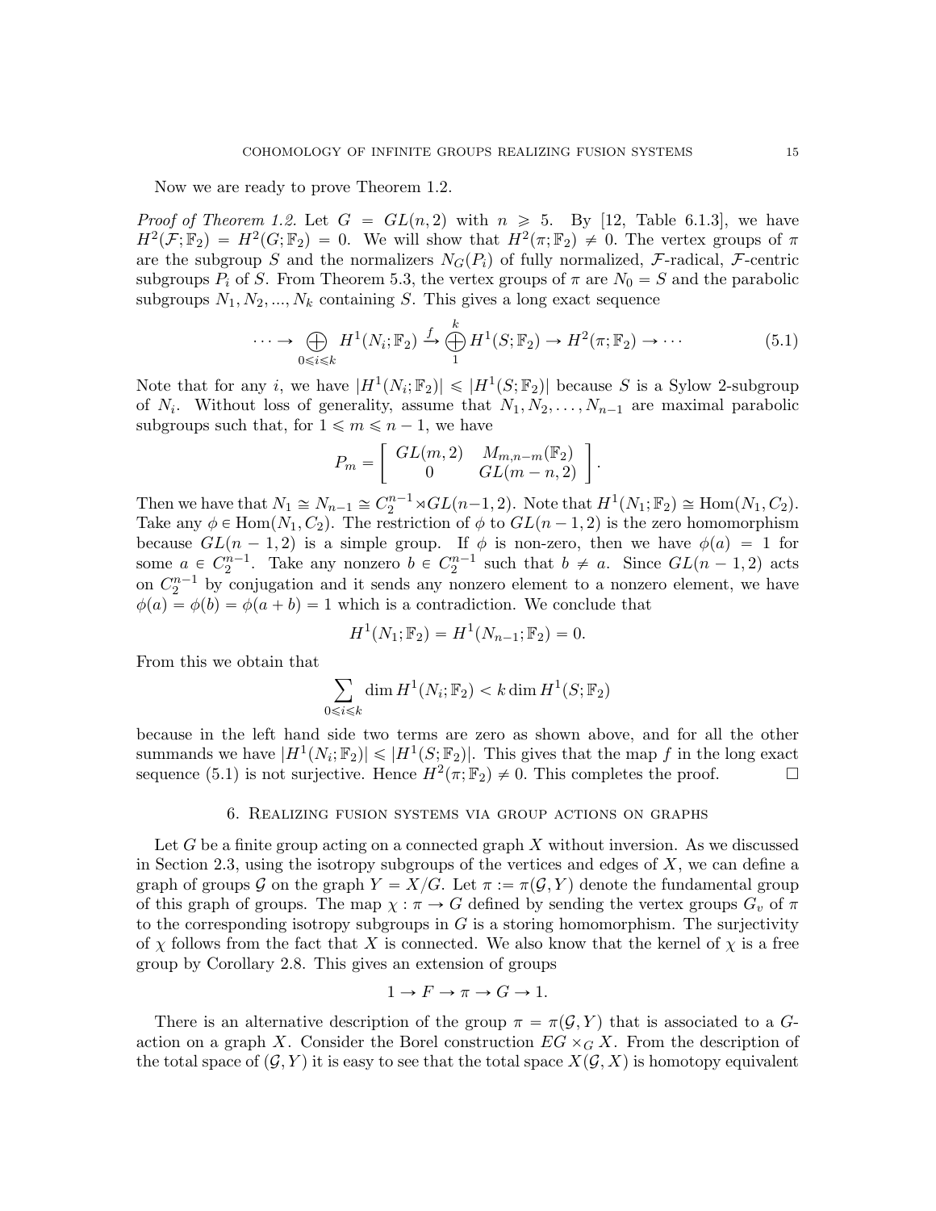Now we are ready to prove Theorem 1.2.

*Proof of Theorem 1.2.* Let $G = GL(n,2)$ with $n \geqslant 5$. By [12, Table 6.1.3], we have $H^2(\mathcal{F};\mathbb{F}_2) = H^2(G;\mathbb{F}_2) = 0$. We will show that $H^2(\pi;\mathbb{F}_2) \neq 0$. The vertex groups of $\pi$ are the subgroup $S$ and the normalizers $N_G(P_i)$ of fully normalized, $\mathcal{F}$-radical, $\mathcal{F}$-centric subgroups $P_i$ of $S$. From Theorem 5.3, the vertex groups of $\pi$ are $N_0 = S$ and the parabolic subgroups $N_1, N_2, ..., N_k$ containing $S$. This gives a long exact sequence

$$\cdots \to \bigoplus_{0\leqslant i\leqslant k} H^1(N_i;\mathbb{F}_2) \xrightarrow{f} \bigoplus_{1}^{k} H^1(S;\mathbb{F}_2) \to H^2(\pi;\mathbb{F}_2) \to \cdots \tag{5.1}$$

Note that for any $i$, we have $|H^1(N_i;\mathbb{F}_2)| \leqslant |H^1(S;\mathbb{F}_2)|$ because $S$ is a Sylow 2-subgroup of $N_i$. Without loss of generality, assume that $N_1, N_2, \ldots, N_{n-1}$ are maximal parabolic subgroups such that, for $1 \leqslant m \leqslant n-1$, we have

$$P_m = \begin{bmatrix} GL(m,2) & M_{m,n-m}(\mathbb{F}_2) \\ 0 & GL(m-n,2) \end{bmatrix}.$$

Then we have that $N_1 \cong N_{n-1} \cong C_2^{n-1} \rtimes GL(n-1,2)$. Note that $H^1(N_1;\mathbb{F}_2) \cong \mathrm{Hom}(N_1, C_2)$. Take any $\phi \in \mathrm{Hom}(N_1, C_2)$. The restriction of $\phi$ to $GL(n-1,2)$ is the zero homomorphism because $GL(n-1,2)$ is a simple group. If $\phi$ is non-zero, then we have $\phi(a) = 1$ for some $a \in C_2^{n-1}$. Take any nonzero $b \in C_2^{n-1}$ such that $b \neq a$. Since $GL(n-1,2)$ acts on $C_2^{n-1}$ by conjugation and it sends any nonzero element to a nonzero element, we have $\phi(a) = \phi(b) = \phi(a+b) = 1$ which is a contradiction. We conclude that

$$H^1(N_1;\mathbb{F}_2) = H^1(N_{n-1};\mathbb{F}_2) = 0.$$

From this we obtain that

$$\sum_{0\leqslant i\leqslant k} \dim H^1(N_i;\mathbb{F}_2) < k \dim H^1(S;\mathbb{F}_2)$$

because in the left hand side two terms are zero as shown above, and for all the other summands we have $|H^1(N_i;\mathbb{F}_2)| \leqslant |H^1(S;\mathbb{F}_2)|$. This gives that the map $f$ in the long exact sequence (5.1) is not surjective. Hence $H^2(\pi;\mathbb{F}_2) \neq 0$. This completes the proof. $\square$

## 6. Realizing fusion systems via group actions on graphs

Let $G$ be a finite group acting on a connected graph $X$ without inversion. As we discussed in Section 2.3, using the isotropy subgroups of the vertices and edges of $X$, we can define a graph of groups $\mathcal{G}$ on the graph $Y = X/G$. Let $\pi := \pi(\mathcal{G}, Y)$ denote the fundamental group of this graph of groups. The map $\chi : \pi \to G$ defined by sending the vertex groups $G_v$ of $\pi$ to the corresponding isotropy subgroups in $G$ is a storing homomorphism. The surjectivity of $\chi$ follows from the fact that $X$ is connected. We also know that the kernel of $\chi$ is a free group by Corollary 2.8. This gives an extension of groups

$$1 \to F \to \pi \to G \to 1.$$

There is an alternative description of the group $\pi = \pi(\mathcal{G}, Y)$ that is associated to a $G$-action on a graph $X$. Consider the Borel construction $EG \times_G X$. From the description of the total space of $(\mathcal{G}, Y)$ it is easy to see that the total space $X(\mathcal{G}, X)$ is homotopy equivalent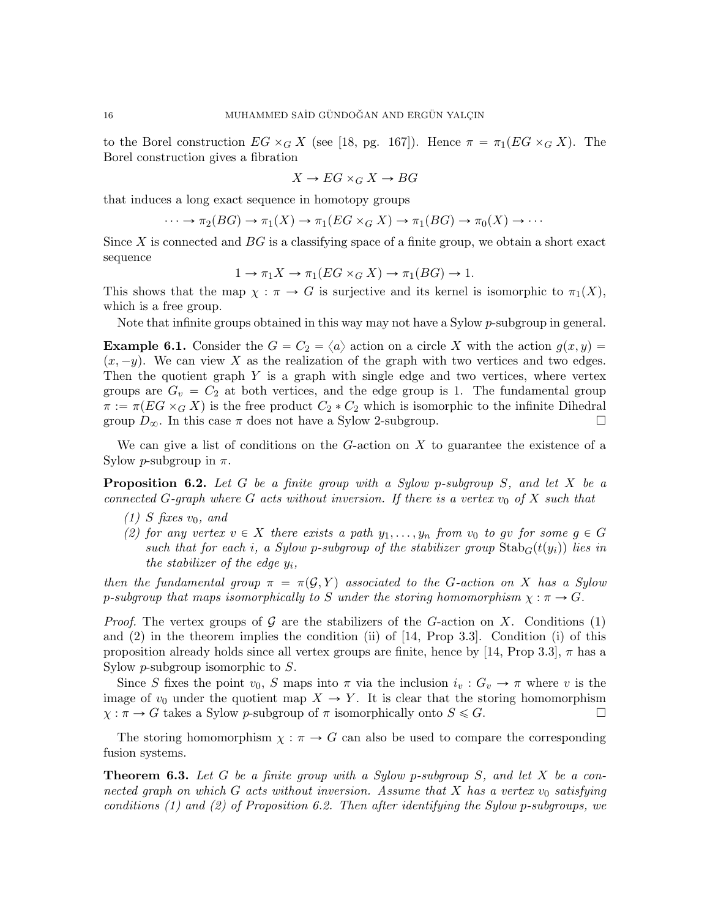to the Borel construction $EG \times_G X$ (see [18, pg. 167]). Hence $\pi = \pi_1(EG \times_G X)$. The Borel construction gives a fibration

$$X \to EG \times_G X \to BG$$

that induces a long exact sequence in homotopy groups

$$\cdots \to \pi_2(BG) \to \pi_1(X) \to \pi_1(EG \times_G X) \to \pi_1(BG) \to \pi_0(X) \to \cdots$$

Since $X$ is connected and $BG$ is a classifying space of a finite group, we obtain a short exact sequence

$$1 \to \pi_1 X \to \pi_1(EG \times_G X) \to \pi_1(BG) \to 1.$$

This shows that the map $\chi : \pi \to G$ is surjective and its kernel is isomorphic to $\pi_1(X)$, which is a free group.

Note that infinite groups obtained in this way may not have a Sylow $p$-subgroup in general.

**Example 6.1.** Consider the $G = C_2 = \langle a \rangle$ action on a circle $X$ with the action $g(x, y) = (x, -y)$. We can view $X$ as the realization of the graph with two vertices and two edges. Then the quotient graph $Y$ is a graph with single edge and two vertices, where vertex groups are $G_v = C_2$ at both vertices, and the edge group is 1. The fundamental group $\pi := \pi(EG \times_G X)$ is the free product $C_2 * C_2$ which is isomorphic to the infinite Dihedral group $D_\infty$. In this case $\pi$ does not have a Sylow 2-subgroup. □

We can give a list of conditions on the $G$-action on $X$ to guarantee the existence of a Sylow $p$-subgroup in $\pi$.

**Proposition 6.2.** *Let $G$ be a finite group with a Sylow $p$-subgroup $S$, and let $X$ be a connected $G$-graph where $G$ acts without inversion. If there is a vertex $v_0$ of $X$ such that*

*(1) $S$ fixes $v_0$, and*

*(2) for any vertex $v \in X$ there exists a path $y_1, \dots, y_n$ from $v_0$ to $gv$ for some $g \in G$ such that for each $i$, a Sylow $p$-subgroup of the stabilizer group $\mathrm{Stab}_G(t(y_i))$ lies in the stabilizer of the edge $y_i$,*

*then the fundamental group $\pi = \pi(\mathcal{G}, Y)$ associated to the $G$-action on $X$ has a Sylow $p$-subgroup that maps isomorphically to $S$ under the storing homomorphism $\chi : \pi \to G$.*

*Proof.* The vertex groups of $\mathcal{G}$ are the stabilizers of the $G$-action on $X$. Conditions (1) and (2) in the theorem implies the condition (ii) of [14, Prop 3.3]. Condition (i) of this proposition already holds since all vertex groups are finite, hence by [14, Prop 3.3], $\pi$ has a Sylow $p$-subgroup isomorphic to $S$.

Since $S$ fixes the point $v_0$, $S$ maps into $\pi$ via the inclusion $i_v : G_v \to \pi$ where $v$ is the image of $v_0$ under the quotient map $X \to Y$. It is clear that the storing homomorphism $\chi : \pi \to G$ takes a Sylow $p$-subgroup of $\pi$ isomorphically onto $S \leqslant G$. □

The storing homomorphism $\chi : \pi \to G$ can also be used to compare the corresponding fusion systems.

**Theorem 6.3.** *Let $G$ be a finite group with a Sylow $p$-subgroup $S$, and let $X$ be a connected graph on which $G$ acts without inversion. Assume that $X$ has a vertex $v_0$ satisfying conditions (1) and (2) of Proposition 6.2. Then after identifying the Sylow $p$-subgroups, we*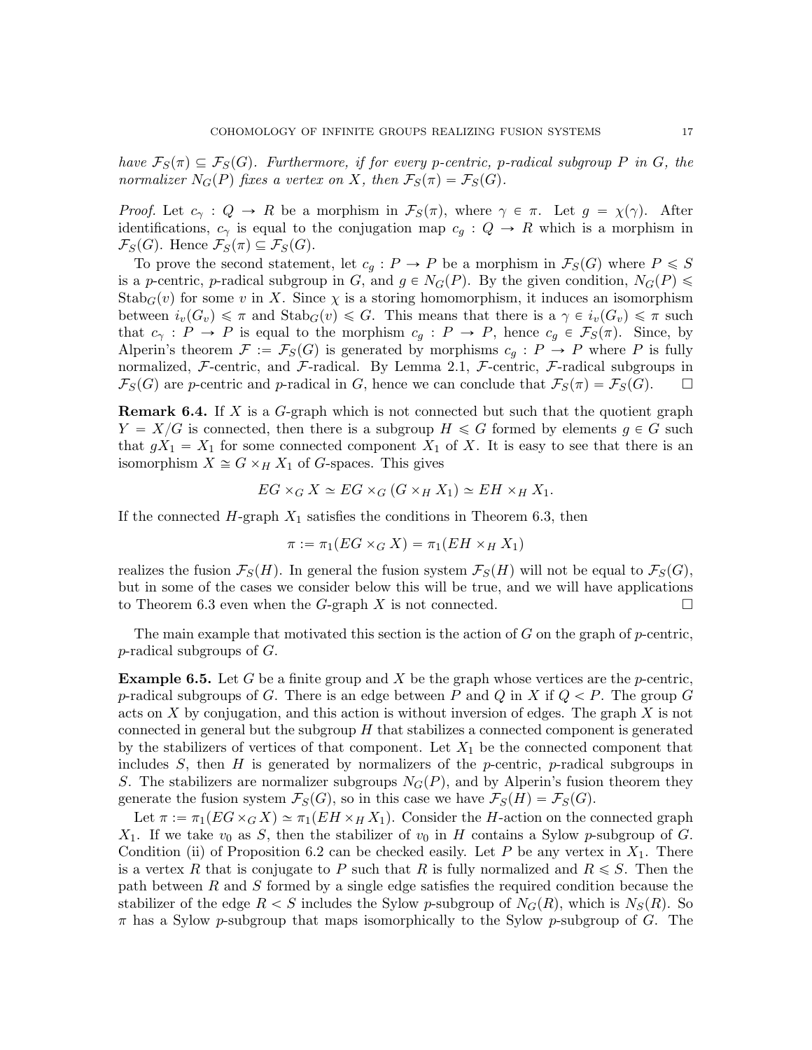*have $\mathcal{F}_S(\pi) \subseteq \mathcal{F}_S(G)$. Furthermore, if for every $p$-centric, $p$-radical subgroup $P$ in $G$, the normalizer $N_G(P)$ fixes a vertex on $X$, then $\mathcal{F}_S(\pi) = \mathcal{F}_S(G)$.*

*Proof.* Let $c_\gamma : Q \to R$ be a morphism in $\mathcal{F}_S(\pi)$, where $\gamma \in \pi$. Let $g = \chi(\gamma)$. After identifications, $c_\gamma$ is equal to the conjugation map $c_g : Q \to R$ which is a morphism in $\mathcal{F}_S(G)$. Hence $\mathcal{F}_S(\pi) \subseteq \mathcal{F}_S(G)$.

To prove the second statement, let $c_g : P \to P$ be a morphism in $\mathcal{F}_S(G)$ where $P \leqslant S$ is a $p$-centric, $p$-radical subgroup in $G$, and $g \in N_G(P)$. By the given condition, $N_G(P) \leqslant \mathrm{Stab}_G(v)$ for some $v$ in $X$. Since $\chi$ is a storing homomorphism, it induces an isomorphism between $i_v(G_v) \leqslant \pi$ and $\mathrm{Stab}_G(v) \leqslant G$. This means that there is a $\gamma \in i_v(G_v) \leqslant \pi$ such that $c_\gamma : P \to P$ is equal to the morphism $c_g : P \to P$, hence $c_g \in \mathcal{F}_S(\pi)$. Since, by Alperin's theorem $\mathcal{F} := \mathcal{F}_S(G)$ is generated by morphisms $c_g : P \to P$ where $P$ is fully normalized, $\mathcal{F}$-centric, and $\mathcal{F}$-radical. By Lemma 2.1, $\mathcal{F}$-centric, $\mathcal{F}$-radical subgroups in $\mathcal{F}_S(G)$ are $p$-centric and $p$-radical in $G$, hence we can conclude that $\mathcal{F}_S(\pi) = \mathcal{F}_S(G)$. $\square$

**Remark 6.4.** If $X$ is a $G$-graph which is not connected but such that the quotient graph $Y = X/G$ is connected, then there is a subgroup $H \leqslant G$ formed by elements $g \in G$ such that $gX_1 = X_1$ for some connected component $X_1$ of $X$. It is easy to see that there is an isomorphism $X \cong G \times_H X_1$ of $G$-spaces. This gives

$$EG \times_G X \simeq EG \times_G (G \times_H X_1) \simeq EH \times_H X_1.$$

If the connected $H$-graph $X_1$ satisfies the conditions in Theorem 6.3, then

$$\pi := \pi_1(EG \times_G X) = \pi_1(EH \times_H X_1)$$

realizes the fusion $\mathcal{F}_S(H)$. In general the fusion system $\mathcal{F}_S(H)$ will not be equal to $\mathcal{F}_S(G)$, but in some of the cases we consider below this will be true, and we will have applications to Theorem 6.3 even when the $G$-graph $X$ is not connected. $\square$

The main example that motivated this section is the action of $G$ on the graph of $p$-centric, $p$-radical subgroups of $G$.

**Example 6.5.** Let $G$ be a finite group and $X$ be the graph whose vertices are the $p$-centric, $p$-radical subgroups of $G$. There is an edge between $P$ and $Q$ in $X$ if $Q < P$. The group $G$ acts on $X$ by conjugation, and this action is without inversion of edges. The graph $X$ is not connected in general but the subgroup $H$ that stabilizes a connected component is generated by the stabilizers of vertices of that component. Let $X_1$ be the connected component that includes $S$, then $H$ is generated by normalizers of the $p$-centric, $p$-radical subgroups in $S$. The stabilizers are normalizer subgroups $N_G(P)$, and by Alperin's fusion theorem they generate the fusion system $\mathcal{F}_S(G)$, so in this case we have $\mathcal{F}_S(H) = \mathcal{F}_S(G)$.

Let $\pi := \pi_1(EG \times_G X) \simeq \pi_1(EH \times_H X_1)$. Consider the $H$-action on the connected graph $X_1$. If we take $v_0$ as $S$, then the stabilizer of $v_0$ in $H$ contains a Sylow $p$-subgroup of $G$. Condition (ii) of Proposition 6.2 can be checked easily. Let $P$ be any vertex in $X_1$. There is a vertex $R$ that is conjugate to $P$ such that $R$ is fully normalized and $R \leqslant S$. Then the path between $R$ and $S$ formed by a single edge satisfies the required condition because the stabilizer of the edge $R < S$ includes the Sylow $p$-subgroup of $N_G(R)$, which is $N_S(R)$. So $\pi$ has a Sylow $p$-subgroup that maps isomorphically to the Sylow $p$-subgroup of $G$. The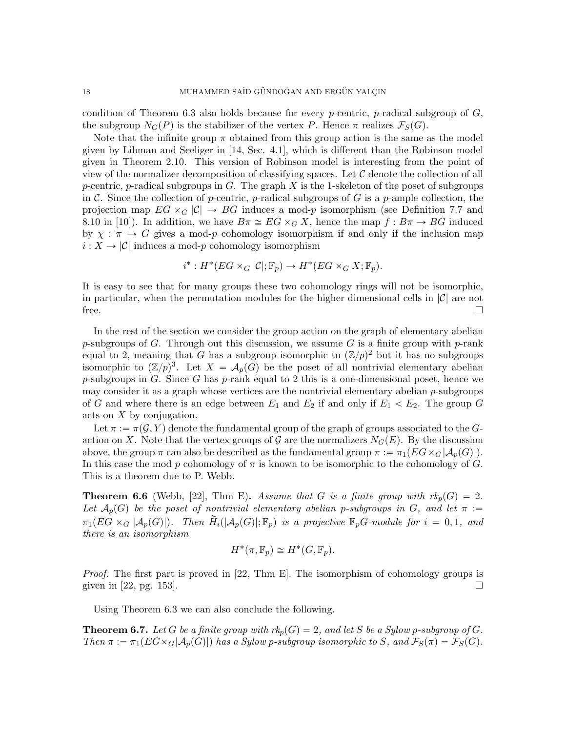condition of Theorem 6.3 also holds because for every $p$-centric, $p$-radical subgroup of $G$, the subgroup $N_G(P)$ is the stabilizer of the vertex $P$. Hence $\pi$ realizes $\mathcal{F}_S(G)$.

Note that the infinite group $\pi$ obtained from this group action is the same as the model given by Libman and Seeliger in [14, Sec. 4.1], which is different than the Robinson model given in Theorem 2.10. This version of Robinson model is interesting from the point of view of the normalizer decomposition of classifying spaces. Let $\mathcal{C}$ denote the collection of all $p$-centric, $p$-radical subgroups in $G$. The graph $X$ is the 1-skeleton of the poset of subgroups in $\mathcal{C}$. Since the collection of $p$-centric, $p$-radical subgroups of $G$ is a $p$-ample collection, the projection map $EG \times_G |\mathcal{C}| \to BG$ induces a mod-$p$ isomorphism (see Definition 7.7 and 8.10 in [10]). In addition, we have $B\pi \cong EG \times_G X$, hence the map $f : B\pi \to BG$ induced by $\chi : \pi \to G$ gives a mod-$p$ cohomology isomorphism if and only if the inclusion map $i : X \to |\mathcal{C}|$ induces a mod-$p$ cohomology isomorphism

$$i^* : H^*(EG \times_G |\mathcal{C}|; \mathbb{F}_p) \to H^*(EG \times_G X; \mathbb{F}_p).$$

It is easy to see that for many groups these two cohomology rings will not be isomorphic, in particular, when the permutation modules for the higher dimensional cells in $|\mathcal{C}|$ are not free. $\square$

In the rest of the section we consider the group action on the graph of elementary abelian $p$-subgroups of $G$. Through out this discussion, we assume $G$ is a finite group with $p$-rank equal to 2, meaning that $G$ has a subgroup isomorphic to $(\mathbb{Z}/p)^2$ but it has no subgroups isomorphic to $(\mathbb{Z}/p)^3$. Let $X = \mathcal{A}_p(G)$ be the poset of all nontrivial elementary abelian $p$-subgroups in $G$. Since $G$ has $p$-rank equal to 2 this is a one-dimensional poset, hence we may consider it as a graph whose vertices are the nontrivial elementary abelian $p$-subgroups of $G$ and where there is an edge between $E_1$ and $E_2$ if and only if $E_1 < E_2$. The group $G$ acts on $X$ by conjugation.

Let $\pi := \pi(\mathcal{G}, Y)$ denote the fundamental group of the graph of groups associated to the $G$-action on $X$. Note that the vertex groups of $\mathcal{G}$ are the normalizers $N_G(E)$. By the discussion above, the group $\pi$ can also be described as the fundamental group $\pi := \pi_1(EG \times_G |\mathcal{A}_p(G)|)$. In this case the mod $p$ cohomology of $\pi$ is known to be isomorphic to the cohomology of $G$. This is a theorem due to P. Webb.

**Theorem 6.6** (Webb, [22], Thm E)**.** *Assume that $G$ is a finite group with $rk_p(G) = 2$. Let $\mathcal{A}_p(G)$ be the poset of nontrivial elementary abelian $p$-subgroups in $G$, and let $\pi := \pi_1(EG \times_G |\mathcal{A}_p(G)|)$. Then $\widetilde{H}_i(|\mathcal{A}_p(G)|; \mathbb{F}_p)$ is a projective $\mathbb{F}_pG$-module for $i = 0, 1$, and there is an isomorphism*

$$H^*(\pi, \mathbb{F}_p) \cong H^*(G, \mathbb{F}_p).$$

*Proof.* The first part is proved in [22, Thm E]. The isomorphism of cohomology groups is given in [22, pg. 153]. $\square$

Using Theorem 6.3 we can also conclude the following.

**Theorem 6.7.** *Let $G$ be a finite group with $rk_p(G) = 2$, and let $S$ be a Sylow $p$-subgroup of $G$. Then $\pi := \pi_1(EG \times_G |\mathcal{A}_p(G)|)$ has a Sylow $p$-subgroup isomorphic to $S$, and $\mathcal{F}_S(\pi) = \mathcal{F}_S(G)$.*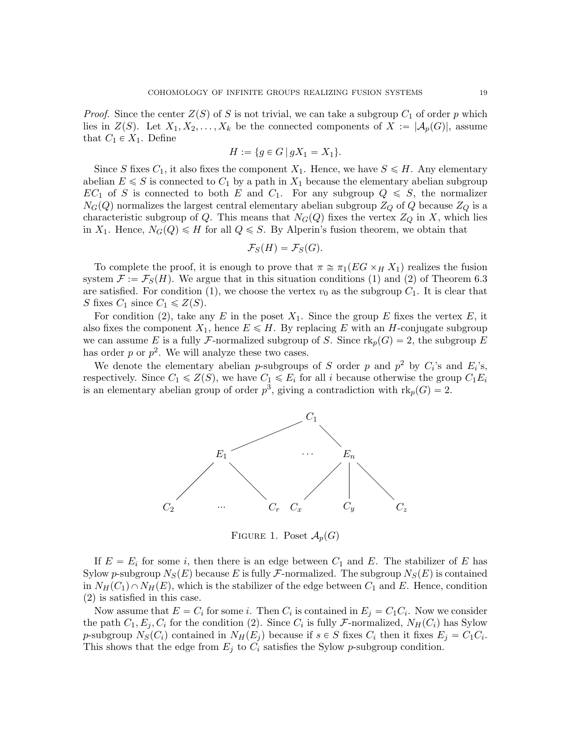*Proof.* Since the center $Z(S)$ of $S$ is not trivial, we can take a subgroup $C_1$ of order $p$ which lies in $Z(S)$. Let $X_1, X_2, \dots, X_k$ be the connected components of $X := |\mathcal{A}_p(G)|$, assume that $C_1 \in X_1$. Define

$$H := \{g \in G \mid gX_1 = X_1\}.$$

Since $S$ fixes $C_1$, it also fixes the component $X_1$. Hence, we have $S \leqslant H$. Any elementary abelian $E \leqslant S$ is connected to $C_1$ by a path in $X_1$ because the elementary abelian subgroup $EC_1$ of $S$ is connected to both $E$ and $C_1$. For any subgroup $Q \leqslant S$, the normalizer $N_G(Q)$ normalizes the largest central elementary abelian subgroup $Z_Q$ of $Q$ because $Z_Q$ is a characteristic subgroup of $Q$. This means that $N_G(Q)$ fixes the vertex $Z_Q$ in $X$, which lies in $X_1$. Hence, $N_G(Q) \leqslant H$ for all $Q \leqslant S$. By Alperin's fusion theorem, we obtain that

$$\mathcal{F}_S(H) = \mathcal{F}_S(G).$$

To complete the proof, it is enough to prove that $\pi \cong \pi_1(EG \times_H X_1)$ realizes the fusion system $\mathcal{F} := \mathcal{F}_S(H)$. We argue that in this situation conditions (1) and (2) of Theorem 6.3 are satisfied. For condition (1), we choose the vertex $v_0$ as the subgroup $C_1$. It is clear that $S$ fixes $C_1$ since $C_1 \leqslant Z(S)$.

For condition (2), take any $E$ in the poset $X_1$. Since the group $E$ fixes the vertex $E$, it also fixes the component $X_1$, hence $E \leqslant H$. By replacing $E$ with an $H$-conjugate subgroup we can assume $E$ is a fully $\mathcal{F}$-normalized subgroup of $S$. Since $\mathrm{rk}_p(G) = 2$, the subgroup $E$ has order $p$ or $p^2$. We will analyze these two cases.

We denote the elementary abelian $p$-subgroups of $S$ order $p$ and $p^2$ by $C_i$'s and $E_i$'s, respectively. Since $C_1 \leqslant Z(S)$, we have $C_1 \leqslant E_i$ for all $i$ because otherwise the group $C_1E_i$ is an elementary abelian group of order $p^3$, giving a contradiction with $\mathrm{rk}_p(G) = 2$.

FIGURE 1. Poset $\mathcal{A}_p(G)$

If $E = E_i$ for some $i$, then there is an edge between $C_1$ and $E$. The stabilizer of $E$ has Sylow $p$-subgroup $N_S(E)$ because $E$ is fully $\mathcal{F}$-normalized. The subgroup $N_S(E)$ is contained in $N_H(C_1) \cap N_H(E)$, which is the stabilizer of the edge between $C_1$ and $E$. Hence, condition (2) is satisfied in this case.

Now assume that $E = C_i$ for some $i$. Then $C_i$ is contained in $E_j = C_1C_i$. Now we consider the path $C_1, E_j, C_i$ for the condition (2). Since $C_i$ is fully $\mathcal{F}$-normalized, $N_H(C_i)$ has Sylow $p$-subgroup $N_S(C_i)$ contained in $N_H(E_j)$ because if $s \in S$ fixes $C_i$ then it fixes $E_j = C_1C_i$. This shows that the edge from $E_j$ to $C_i$ satisfies the Sylow $p$-subgroup condition.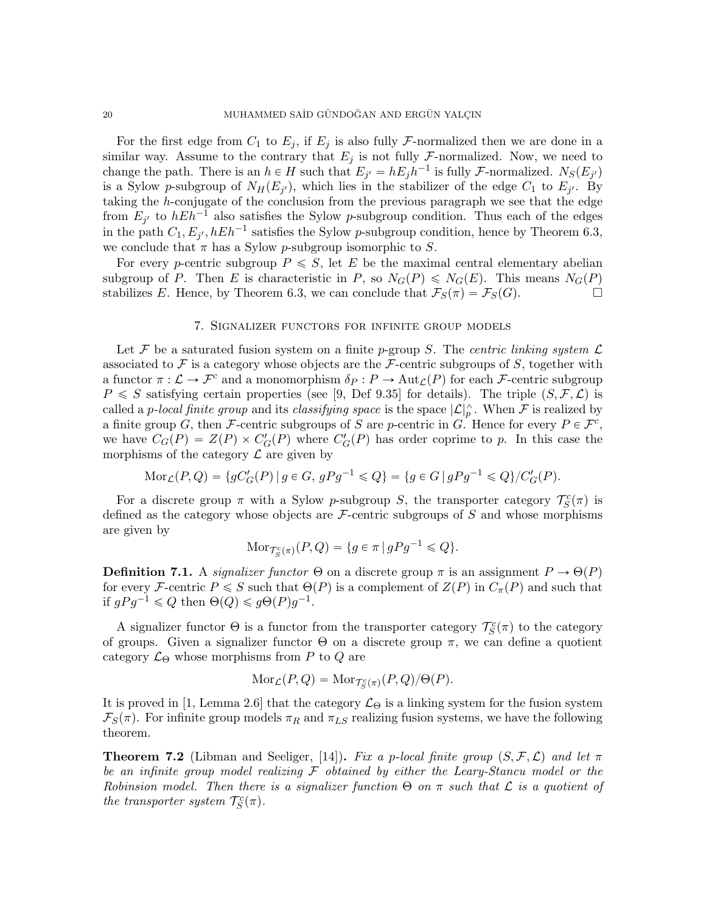For the first edge from $C_1$ to $E_j$, if $E_j$ is also fully $\mathcal{F}$-normalized then we are done in a similar way. Assume to the contrary that $E_j$ is not fully $\mathcal{F}$-normalized. Now, we need to change the path. There is an $h \in H$ such that $E_{j'} = hE_jh^{-1}$ is fully $\mathcal{F}$-normalized. $N_S(E_{j'})$ is a Sylow $p$-subgroup of $N_H(E_{j'})$, which lies in the stabilizer of the edge $C_1$ to $E_{j'}$. By taking the $h$-conjugate of the conclusion from the previous paragraph we see that the edge from $E_{j'}$ to $hEh^{-1}$ also satisfies the Sylow $p$-subgroup condition. Thus each of the edges in the path $C_1, E_{j'}, hEh^{-1}$ satisfies the Sylow $p$-subgroup condition, hence by Theorem 6.3, we conclude that $\pi$ has a Sylow $p$-subgroup isomorphic to $S$.

For every $p$-centric subgroup $P \leqslant S$, let $E$ be the maximal central elementary abelian subgroup of $P$. Then $E$ is characteristic in $P$, so $N_G(P) \leqslant N_G(E)$. This means $N_G(P)$ stabilizes $E$. Hence, by Theorem 6.3, we can conclude that $\mathcal{F}_S(\pi) = \mathcal{F}_S(G)$. □

## 7. Signalizer functors for infinite group models

Let $\mathcal{F}$ be a saturated fusion system on a finite $p$-group $S$. The *centric linking system* $\mathcal{L}$ associated to $\mathcal{F}$ is a category whose objects are the $\mathcal{F}$-centric subgroups of $S$, together with a functor $\pi : \mathcal{L} \to \mathcal{F}^c$ and a monomorphism $\delta_P : P \to \mathrm{Aut}_{\mathcal{L}}(P)$ for each $\mathcal{F}$-centric subgroup $P \leqslant S$ satisfying certain properties (see [9, Def 9.35] for details). The triple $(S, \mathcal{F}, \mathcal{L})$ is called a *p-local finite group* and its *classifying space* is the space $|\mathcal{L}|_p^\wedge$. When $\mathcal{F}$ is realized by a finite group $G$, then $\mathcal{F}$-centric subgroups of $S$ are $p$-centric in $G$. Hence for every $P \in \mathcal{F}^c$, we have $C_G(P) = Z(P) \times C'_G(P)$ where $C'_G(P)$ has order coprime to $p$. In this case the morphisms of the category $\mathcal{L}$ are given by

$$\mathrm{Mor}_{\mathcal{L}}(P, Q) = \{gC'_G(P) \mid g \in G,\ gPg^{-1} \leqslant Q\} = \{g \in G \mid gPg^{-1} \leqslant Q\}/C'_G(P).$$

For a discrete group $\pi$ with a Sylow $p$-subgroup $S$, the transporter category $\mathcal{T}^c_S(\pi)$ is defined as the category whose objects are $\mathcal{F}$-centric subgroups of $S$ and whose morphisms are given by

$$\mathrm{Mor}_{\mathcal{T}^c_S(\pi)}(P, Q) = \{g \in \pi \mid gPg^{-1} \leqslant Q\}.$$

**Definition 7.1.** A *signalizer functor* $\Theta$ on a discrete group $\pi$ is an assignment $P \to \Theta(P)$ for every $\mathcal{F}$-centric $P \leqslant S$ such that $\Theta(P)$ is a complement of $Z(P)$ in $C_\pi(P)$ and such that if $gPg^{-1} \leqslant Q$ then $\Theta(Q) \leqslant g\Theta(P)g^{-1}$.

A signalizer functor $\Theta$ is a functor from the transporter category $\mathcal{T}^c_S(\pi)$ to the category of groups. Given a signalizer functor $\Theta$ on a discrete group $\pi$, we can define a quotient category $\mathcal{L}_\Theta$ whose morphisms from $P$ to $Q$ are

$$\mathrm{Mor}_{\mathcal{L}}(P, Q) = \mathrm{Mor}_{\mathcal{T}^c_S(\pi)}(P, Q)/\Theta(P).$$

It is proved in [1, Lemma 2.6] that the category $\mathcal{L}_\Theta$ is a linking system for the fusion system $\mathcal{F}_S(\pi)$. For infinite group models $\pi_R$ and $\pi_{LS}$ realizing fusion systems, we have the following theorem.

**Theorem 7.2** (Libman and Seeliger, [14])**.** *Fix a p-local finite group $(S, \mathcal{F}, \mathcal{L})$ and let $\pi$ be an infinite group model realizing $\mathcal{F}$ obtained by either the Leary-Stancu model or the Robinsion model. Then there is a signalizer function $\Theta$ on $\pi$ such that $\mathcal{L}$ is a quotient of the transporter system $\mathcal{T}^c_S(\pi)$.*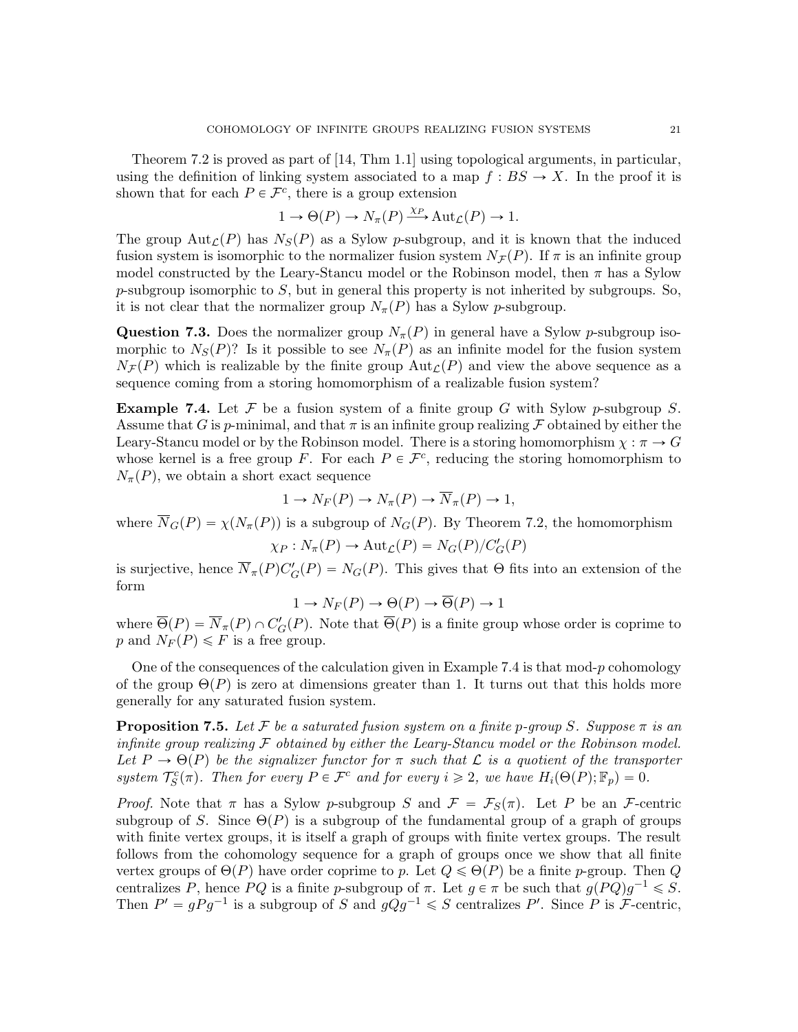Theorem 7.2 is proved as part of [14, Thm 1.1] using topological arguments, in particular, using the definition of linking system associated to a map $f : BS \to X$. In the proof it is shown that for each $P \in \mathcal{F}^c$, there is a group extension

$$1 \to \Theta(P) \to N_\pi(P) \xrightarrow{\chi_P} \mathrm{Aut}_{\mathcal{L}}(P) \to 1.$$

The group $\mathrm{Aut}_{\mathcal{L}}(P)$ has $N_S(P)$ as a Sylow $p$-subgroup, and it is known that the induced fusion system is isomorphic to the normalizer fusion system $N_{\mathcal{F}}(P)$. If $\pi$ is an infinite group model constructed by the Leary-Stancu model or the Robinson model, then $\pi$ has a Sylow $p$-subgroup isomorphic to $S$, but in general this property is not inherited by subgroups. So, it is not clear that the normalizer group $N_\pi(P)$ has a Sylow $p$-subgroup.

**Question 7.3.** Does the normalizer group $N_\pi(P)$ in general have a Sylow $p$-subgroup isomorphic to $N_S(P)$? Is it possible to see $N_\pi(P)$ as an infinite model for the fusion system $N_{\mathcal{F}}(P)$ which is realizable by the finite group $\mathrm{Aut}_{\mathcal{L}}(P)$ and view the above sequence as a sequence coming from a storing homomorphism of a realizable fusion system?

**Example 7.4.** Let $\mathcal{F}$ be a fusion system of a finite group $G$ with Sylow $p$-subgroup $S$. Assume that $G$ is $p$-minimal, and that $\pi$ is an infinite group realizing $\mathcal{F}$ obtained by either the Leary-Stancu model or by the Robinson model. There is a storing homomorphism $\chi : \pi \to G$ whose kernel is a free group $F$. For each $P \in \mathcal{F}^c$, reducing the storing homomorphism to $N_\pi(P)$, we obtain a short exact sequence

$$1 \to N_F(P) \to N_\pi(P) \to \overline{N}_\pi(P) \to 1,$$

where $\overline{N}_G(P) = \chi(N_\pi(P))$ is a subgroup of $N_G(P)$. By Theorem 7.2, the homomorphism

$$\chi_P : N_\pi(P) \to \mathrm{Aut}_{\mathcal{L}}(P) = N_G(P)/C'_G(P)$$

is surjective, hence $\overline{N}_\pi(P)C'_G(P) = N_G(P)$. This gives that $\Theta$ fits into an extension of the form

$$1 \to N_F(P) \to \Theta(P) \to \overline{\Theta}(P) \to 1$$

where $\overline{\Theta}(P) = \overline{N}_\pi(P) \cap C'_G(P)$. Note that $\overline{\Theta}(P)$ is a finite group whose order is coprime to $p$ and $N_F(P) \leqslant F$ is a free group.

One of the consequences of the calculation given in Example 7.4 is that mod-$p$ cohomology of the group $\Theta(P)$ is zero at dimensions greater than 1. It turns out that this holds more generally for any saturated fusion system.

**Proposition 7.5.** *Let $\mathcal{F}$ be a saturated fusion system on a finite $p$-group $S$. Suppose $\pi$ is an infinite group realizing $\mathcal{F}$ obtained by either the Leary-Stancu model or the Robinson model. Let $P \to \Theta(P)$ be the signalizer functor for $\pi$ such that $\mathcal{L}$ is a quotient of the transporter system $\mathcal{T}^c_S(\pi)$. Then for every $P \in \mathcal{F}^c$ and for every $i \geqslant 2$, we have $H_i(\Theta(P); \mathbb{F}_p) = 0$.*

*Proof.* Note that $\pi$ has a Sylow $p$-subgroup $S$ and $\mathcal{F} = \mathcal{F}_S(\pi)$. Let $P$ be an $\mathcal{F}$-centric subgroup of $S$. Since $\Theta(P)$ is a subgroup of the fundamental group of a graph of groups with finite vertex groups, it is itself a graph of groups with finite vertex groups. The result follows from the cohomology sequence for a graph of groups once we show that all finite vertex groups of $\Theta(P)$ have order coprime to $p$. Let $Q \leqslant \Theta(P)$ be a finite $p$-group. Then $Q$ centralizes $P$, hence $PQ$ is a finite $p$-subgroup of $\pi$. Let $g \in \pi$ be such that $g(PQ)g^{-1} \leqslant S$. Then $P' = gPg^{-1}$ is a subgroup of $S$ and $gQg^{-1} \leqslant S$ centralizes $P'$. Since $P$ is $\mathcal{F}$-centric,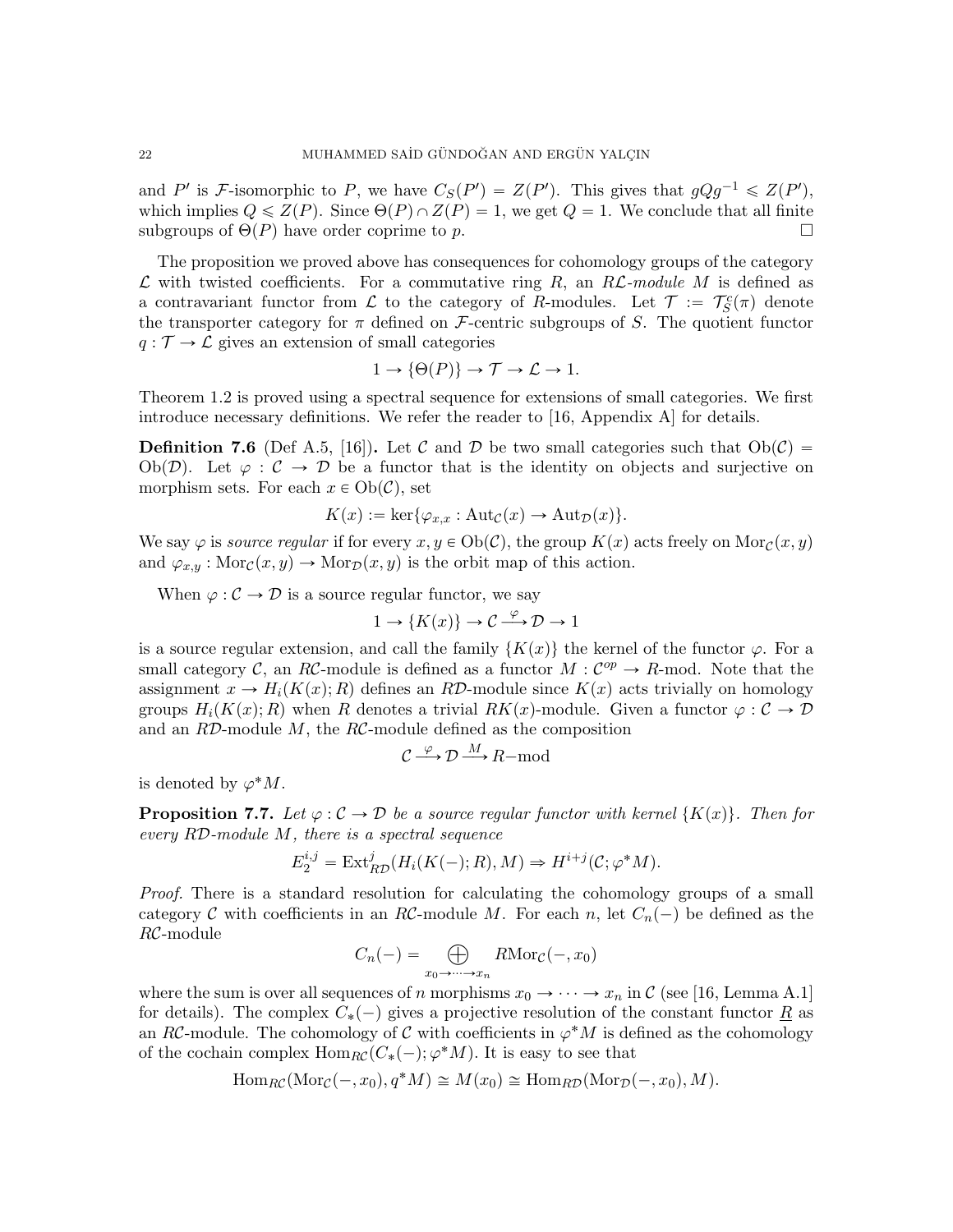and $P'$ is $\mathcal{F}$-isomorphic to $P$, we have $C_S(P') = Z(P')$. This gives that $gQg^{-1} \leqslant Z(P')$, which implies $Q \leqslant Z(P)$. Since $\Theta(P) \cap Z(P) = 1$, we get $Q = 1$. We conclude that all finite subgroups of $\Theta(P)$ have order coprime to $p$. □

The proposition we proved above has consequences for cohomology groups of the category $\mathcal{L}$ with twisted coefficients. For a commutative ring $R$, an *$R\mathcal{L}$-module* $M$ is defined as a contravariant functor from $\mathcal{L}$ to the category of $R$-modules. Let $\mathcal{T} := \mathcal{T}_S^c(\pi)$ denote the transporter category for $\pi$ defined on $\mathcal{F}$-centric subgroups of $S$. The quotient functor $q : \mathcal{T} \to \mathcal{L}$ gives an extension of small categories

$$1 \to \{\Theta(P)\} \to \mathcal{T} \to \mathcal{L} \to 1.$$

Theorem 1.2 is proved using a spectral sequence for extensions of small categories. We first introduce necessary definitions. We refer the reader to [16, Appendix A] for details.

**Definition 7.6** (Def A.5, [16])**.** Let $\mathcal{C}$ and $\mathcal{D}$ be two small categories such that $\mathrm{Ob}(\mathcal{C}) = \mathrm{Ob}(\mathcal{D})$. Let $\varphi : \mathcal{C} \to \mathcal{D}$ be a functor that is the identity on objects and surjective on morphism sets. For each $x \in \mathrm{Ob}(\mathcal{C})$, set

$$K(x) := \ker\{\varphi_{x,x} : \mathrm{Aut}_{\mathcal{C}}(x) \to \mathrm{Aut}_{\mathcal{D}}(x)\}.$$

We say $\varphi$ is *source regular* if for every $x, y \in \mathrm{Ob}(\mathcal{C})$, the group $K(x)$ acts freely on $\mathrm{Mor}_{\mathcal{C}}(x, y)$ and $\varphi_{x,y} : \mathrm{Mor}_{\mathcal{C}}(x, y) \to \mathrm{Mor}_{\mathcal{D}}(x, y)$ is the orbit map of this action.

When $\varphi : \mathcal{C} \to \mathcal{D}$ is a source regular functor, we say

$$1 \to \{K(x)\} \to \mathcal{C} \xrightarrow{\varphi} \mathcal{D} \to 1$$

is a source regular extension, and call the family $\{K(x)\}$ the kernel of the functor $\varphi$. For a small category $\mathcal{C}$, an $R\mathcal{C}$-module is defined as a functor $M : \mathcal{C}^{op} \to R$-mod. Note that the assignment $x \to H_i(K(x); R)$ defines an $R\mathcal{D}$-module since $K(x)$ acts trivially on homology groups $H_i(K(x); R)$ when $R$ denotes a trivial $RK(x)$-module. Given a functor $\varphi : \mathcal{C} \to \mathcal{D}$ and an $R\mathcal{D}$-module $M$, the $R\mathcal{C}$-module defined as the composition

$$\mathcal{C} \xrightarrow{\varphi} \mathcal{D} \xrightarrow{M} R\text{-mod}$$

is denoted by $\varphi^* M$.

**Proposition 7.7.** *Let $\varphi : \mathcal{C} \to \mathcal{D}$ be a source regular functor with kernel $\{K(x)\}$. Then for every $R\mathcal{D}$-module $M$, there is a spectral sequence*

$$E_2^{i,j} = \mathrm{Ext}^j_{R\mathcal{D}}(H_i(K(-); R), M) \Rightarrow H^{i+j}(\mathcal{C}; \varphi^* M).$$

*Proof.* There is a standard resolution for calculating the cohomology groups of a small category $\mathcal{C}$ with coefficients in an $R\mathcal{C}$-module $M$. For each $n$, let $C_n(-)$ be defined as the $R\mathcal{C}$-module

$$C_n(-) = \bigoplus_{x_0 \to \cdots \to x_n} R\mathrm{Mor}_{\mathcal{C}}(-, x_0)$$

where the sum is over all sequences of $n$ morphisms $x_0 \to \cdots \to x_n$ in $\mathcal{C}$ (see [16, Lemma A.1] for details). The complex $C_*(-)$ gives a projective resolution of the constant functor $\underline{R}$ as an $R\mathcal{C}$-module. The cohomology of $\mathcal{C}$ with coefficients in $\varphi^* M$ is defined as the cohomology of the cochain complex $\mathrm{Hom}_{R\mathcal{C}}(C_*(-); \varphi^* M)$. It is easy to see that

$$\mathrm{Hom}_{R\mathcal{C}}(\mathrm{Mor}_{\mathcal{C}}(-, x_0), q^* M) \cong M(x_0) \cong \mathrm{Hom}_{R\mathcal{D}}(\mathrm{Mor}_{\mathcal{D}}(-, x_0), M).$$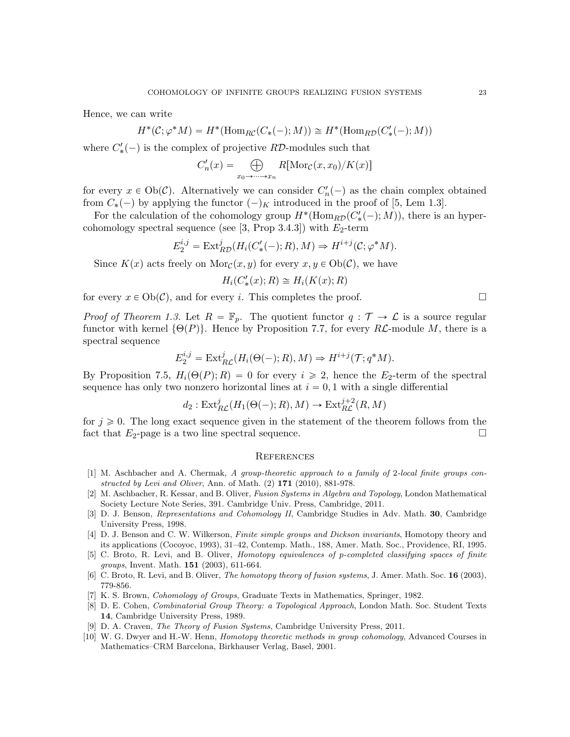Hence, we can write

$$H^*(\mathcal{C};\varphi^*M) = H^*(\mathrm{Hom}_{R\mathcal{C}}(C_*(-);M)) \cong H^*(\mathrm{Hom}_{R\mathcal{D}}(C'_*(-);M))$$

where $C'_*(-)$ is the complex of projective $R\mathcal{D}$-modules such that

$$C'_n(x) = \bigoplus_{x_0 \to \cdots \to x_n} R[\mathrm{Mor}_{\mathcal{C}}(x, x_0)/K(x)]$$

for every $x \in \mathrm{Ob}(\mathcal{C})$. Alternatively we can consider $C'_n(-)$ as the chain complex obtained from $C_*(-)$ by applying the functor $(-)_K$ introduced in the proof of [5, Lem 1.3].

For the calculation of the cohomology group $H^*(\mathrm{Hom}_{R\mathcal{D}}(C'_*(-);M))$, there is an hypercohomology spectral sequence (see [3, Prop 3.4.3]) with $E_2$-term

$$E_2^{i,j} = \mathrm{Ext}^j_{R\mathcal{D}}(H_i(C'_*(-);R), M) \Rightarrow H^{i+j}(\mathcal{C};\varphi^*M).$$

Since $K(x)$ acts freely on $\mathrm{Mor}_{\mathcal{C}}(x,y)$ for every $x, y \in \mathrm{Ob}(\mathcal{C})$, we have

$$H_i(C'_*(x);R) \cong H_i(K(x);R)$$

for every $x \in \mathrm{Ob}(\mathcal{C})$, and for every $i$. This completes the proof. □

*Proof of Theorem 1.3.* Let $R = \mathbb{F}_p$. The quotient functor $q : \mathcal{T} \to \mathcal{L}$ is a source regular functor with kernel $\{\Theta(P)\}$. Hence by Proposition 7.7, for every $R\mathcal{L}$-module $M$, there is a spectral sequence

$$E_2^{i,j} = \mathrm{Ext}^j_{R\mathcal{L}}(H_i(\Theta(-);R), M) \Rightarrow H^{i+j}(\mathcal{T};q^*M).$$

By Proposition 7.5, $H_i(\Theta(P);R) = 0$ for every $i \geqslant 2$, hence the $E_2$-term of the spectral sequence has only two nonzero horizontal lines at $i = 0, 1$ with a single differential

$$d_2 : \mathrm{Ext}^j_{R\mathcal{L}}(H_1(\Theta(-);R), M) \to \mathrm{Ext}^{j+2}_{R\mathcal{L}}(R, M)$$

for $j \geqslant 0$. The long exact sequence given in the statement of the theorem follows from the fact that $E_2$-page is a two line spectral sequence. □

## References

[1] M. Aschbacher and A. Chermak, *A group-theoretic approach to a family of 2-local finite groups constructed by Levi and Oliver*, Ann. of Math. (2) **171** (2010), 881-978.

[2] M. Aschbacher, R. Kessar, and B. Oliver, *Fusion Systems in Algebra and Topology*, London Mathematical Society Lecture Note Series, 391. Cambridge Univ. Press, Cambridge, 2011.

[3] D. J. Benson, *Representations and Cohomology II*, Cambridge Studies in Adv. Math. **30**, Cambridge University Press, 1998.

[4] D. J. Benson and C. W. Wilkerson, *Finite simple groups and Dickson invariants*, Homotopy theory and its applications (Cocoyoc, 1993), 31–42, Contemp. Math., 188, Amer. Math. Soc., Providence, RI, 1995.

[5] C. Broto, R. Levi, and B. Oliver, *Homotopy equivalences of p-completed classifying spaces of finite groups*, Invent. Math. **151** (2003), 611-664.

[6] C. Broto, R. Levi, and B. Oliver, *The homotopy theory of fusion systems*, J. Amer. Math. Soc. **16** (2003), 779-856.

[7] K. S. Brown, *Cohomology of Groups*, Graduate Texts in Mathematics, Springer, 1982.

[8] D. E. Cohen, *Combinatorial Group Theory: a Topological Approach*, London Math. Soc. Student Texts **14**, Cambridge University Press, 1989.

[9] D. A. Craven, *The Theory of Fusion Systems*, Cambridge University Press, 2011.

[10] W. G. Dwyer and H.-W. Henn, *Homotopy theoretic methods in group cohomology*, Advanced Courses in Mathematics–CRM Barcelona, Birkhauser Verlag, Basel, 2001.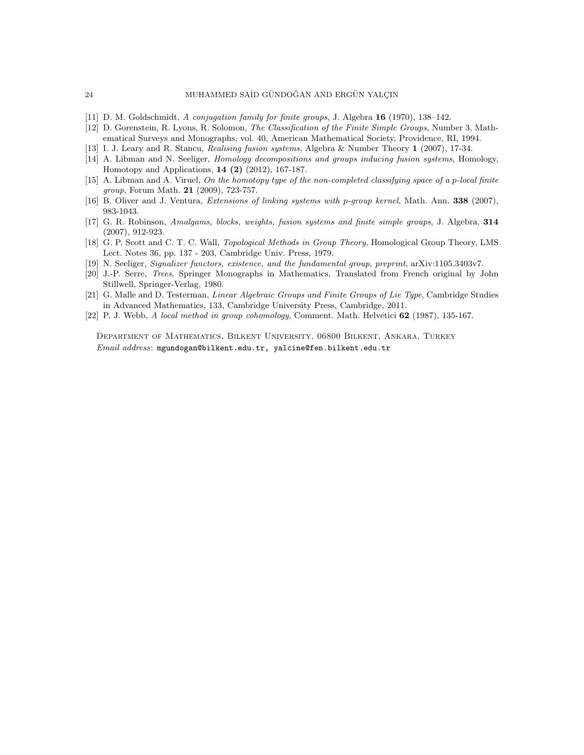[11] D. M. Goldschmidt, *A conjugation family for finite groups*, J. Algebra **16** (1970), 138–142.

[12] D. Gorenstein, R. Lyons, R. Solomon, *The Classification of the Finite Simple Groups*, Number 3, Mathematical Surveys and Monographs, vol. 40, American Mathematical Society, Providence, RI, 1994.

[13] I. J. Leary and R. Stancu, *Realising fusion systems*, Algebra & Number Theory **1** (2007), 17-34.

[14] A. Libman and N. Seeliger, *Homology decompositions and groups inducing fusion systems*, Homology, Homotopy and Applications, **14 (2)** (2012), 167-187.

[15] A. Libman and A. Viruel, *On the homotopy type of the non-completed classifying space of a p-local finite group*, Forum Math. **21** (2009), 723-757.

[16] B. Oliver and J. Ventura, *Extensions of linking systems with p-group kernel*, Math. Ann. **338** (2007), 983-1043.

[17] G. R. Robinson, *Amalgams, blocks, weights, fusion systems and finite simple groups*, J. Algebra, **314** (2007), 912-923.

[18] G. P. Scott and C. T. C. Wall, *Topological Methods in Group Theory*, Homological Group Theory, LMS Lect. Notes 36, pp. 137 - 203, Cambridge Univ. Press, 1979.

[19] N. Seeliger, *Signalizer functors, existence, and the fundamental group, preprint*, arXiv:1105.3403v7.

[20] J.-P. Serre, *Trees*, Springer Monographs in Mathematics, Translated from French original by John Stillwell, Springer-Verlag, 1980.

[21] G. Malle and D. Testerman, *Linear Algebraic Groups and Finite Groups of Lie Type*, Cambridge Studies in Advanced Mathematics, 133, Cambridge University Press, Cambridge, 2011.

[22] P. J. Webb, *A local method in group cohomology*, Comment. Math. Helvetici **62** (1987), 135-167.

Department of Mathematics, Bilkent University, 06800 Bilkent, Ankara, Turkey
*Email address*: mgundogan@bilkent.edu.tr, yalcine@fen.bilkent.edu.tr